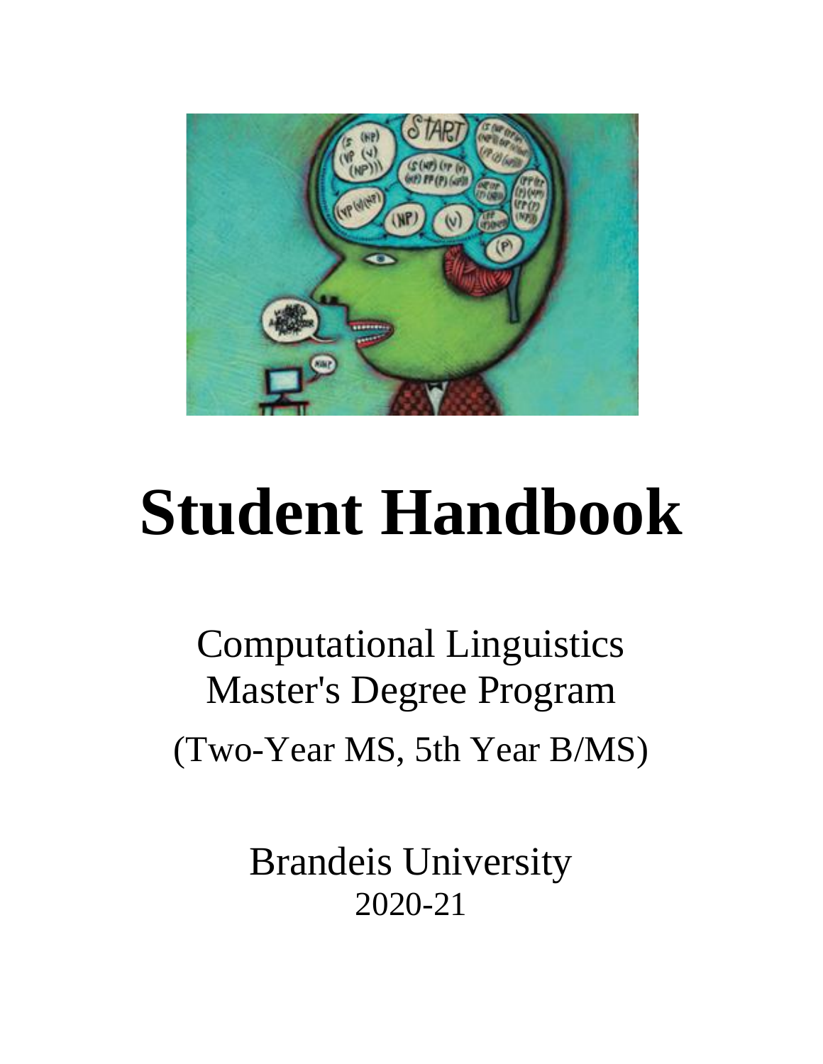# Student Handbook

Computational Linguistics
Master's Degree Program

(Two-Year MS, 5th Year B/MS)

Brandeis University
2020-21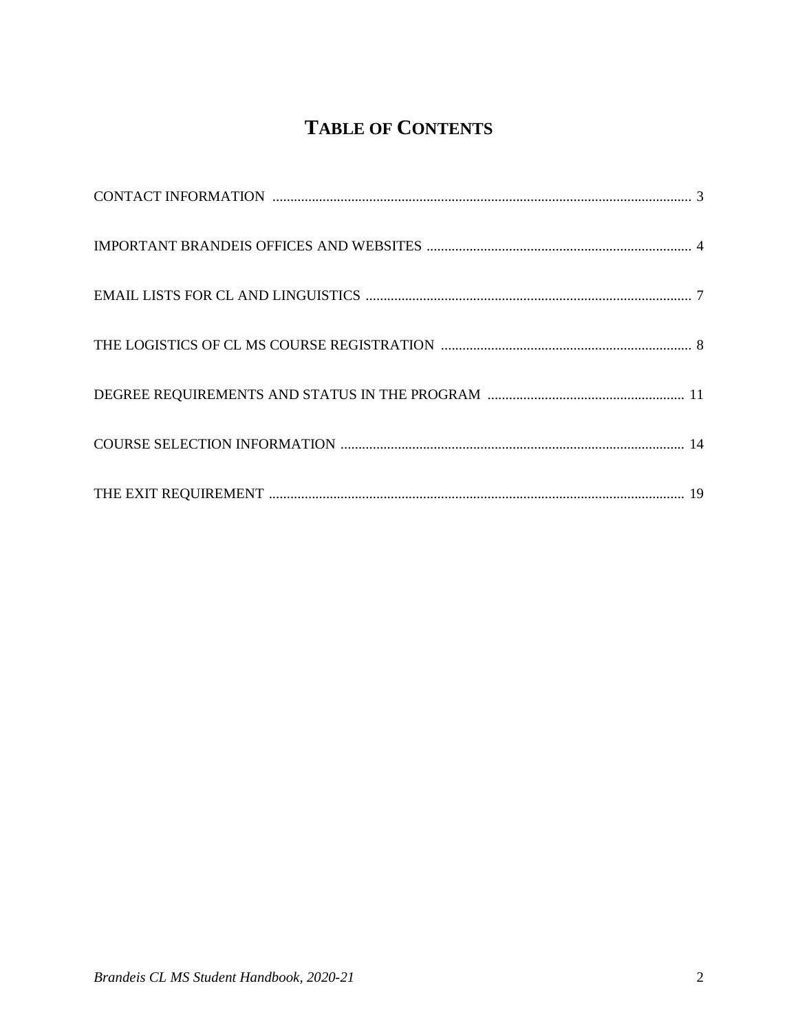# TABLE OF CONTENTS

CONTACT INFORMATION ..................................................................................................................... 3

IMPORTANT BRANDEIS OFFICES AND WEBSITES ........................................................................... 4

EMAIL LISTS FOR CL AND LINGUISTICS ............................................................................................ 7

THE LOGISTICS OF CL MS COURSE REGISTRATION ....................................................................... 8

DEGREE REQUIREMENTS AND STATUS IN THE PROGRAM ........................................................ 11

COURSE SELECTION INFORMATION ................................................................................................ 14

THE EXIT REQUIREMENT .................................................................................................................... 19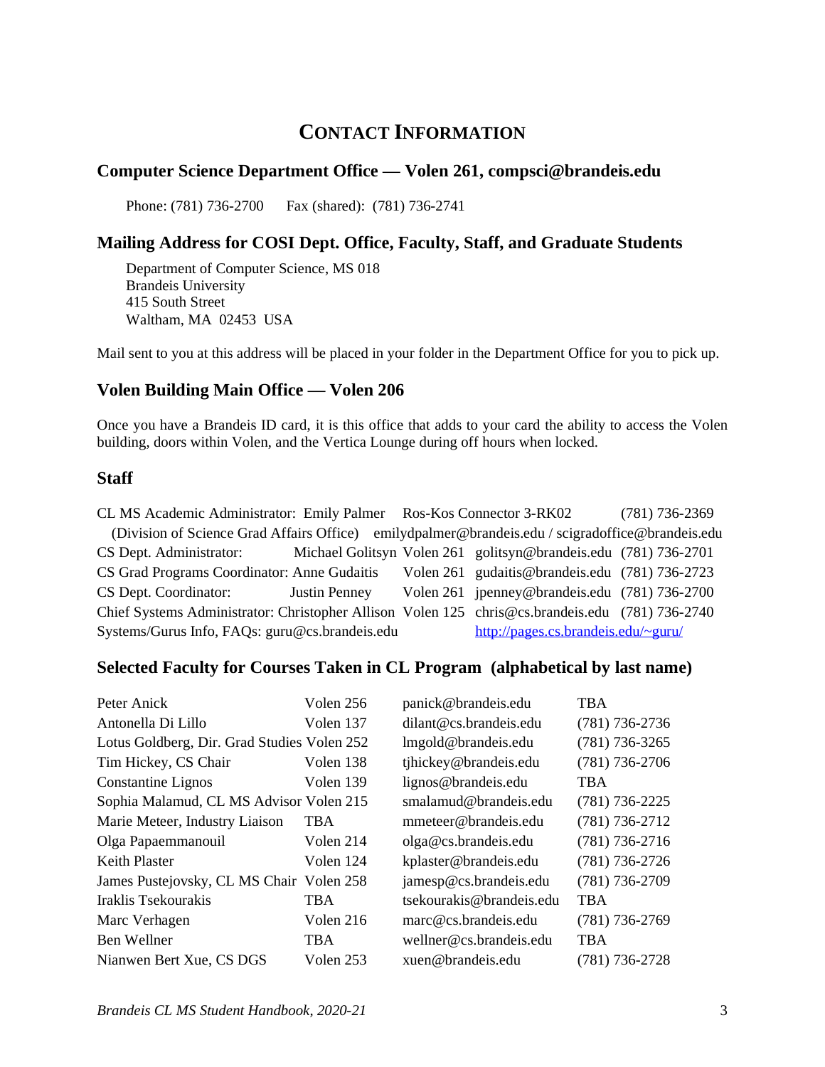# CONTACT INFORMATION

## Computer Science Department Office — Volen 261, compsci@brandeis.edu

Phone: (781) 736-2700 Fax (shared): (781) 736-2741

## Mailing Address for COSI Dept. Office, Faculty, Staff, and Graduate Students

Department of Computer Science, MS 018
Brandeis University
415 South Street
Waltham, MA 02453 USA

Mail sent to you at this address will be placed in your folder in the Department Office for you to pick up.

## Volen Building Main Office — Volen 206

Once you have a Brandeis ID card, it is this office that adds to your card the ability to access the Volen building, doors within Volen, and the Vertica Lounge during off hours when locked.

## Staff

| Role | Name | Location | Email | Phone |
|---|---|---|---|---|
| CL MS Academic Administrator: (Division of Science Grad Affairs Office) | Emily Palmer | Ros-Kos Connector 3-RK02 | emilydpalmer@brandeis.edu / scigradoffice@brandeis.edu | (781) 736-2369 |
| CS Dept. Administrator: | Michael Golitsyn | Volen 261 | golitsyn@brandeis.edu | (781) 736-2701 |
| CS Grad Programs Coordinator: | Anne Gudaitis | Volen 261 | gudaitis@brandeis.edu | (781) 736-2723 |
| CS Dept. Coordinator: | Justin Penney | Volen 261 | jpenney@brandeis.edu | (781) 736-2700 |
| Chief Systems Administrator: | Christopher Allison | Volen 125 | chris@cs.brandeis.edu | (781) 736-2740 |
| Systems/Gurus Info, FAQs: guru@cs.brandeis.edu | | | http://pages.cs.brandeis.edu/~guru/ | |

## Selected Faculty for Courses Taken in CL Program (alphabetical by last name)

| Name | Office | Email | Phone |
|---|---|---|---|
| Peter Anick | Volen 256 | panick@brandeis.edu | TBA |
| Antonella Di Lillo | Volen 137 | dilant@cs.brandeis.edu | (781) 736-2736 |
| Lotus Goldberg, Dir. Grad Studies | Volen 252 | lmgold@brandeis.edu | (781) 736-3265 |
| Tim Hickey, CS Chair | Volen 138 | tjhickey@brandeis.edu | (781) 736-2706 |
| Constantine Lignos | Volen 139 | lignos@brandeis.edu | TBA |
| Sophia Malamud, CL MS Advisor | Volen 215 | smalamud@brandeis.edu | (781) 736-2225 |
| Marie Meteer, Industry Liaison | TBA | mmeteer@brandeis.edu | (781) 736-2712 |
| Olga Papaemmanouil | Volen 214 | olga@cs.brandeis.edu | (781) 736-2716 |
| Keith Plaster | Volen 124 | kplaster@brandeis.edu | (781) 736-2726 |
| James Pustejovsky, CL MS Chair | Volen 258 | jamesp@cs.brandeis.edu | (781) 736-2709 |
| Iraklis Tsekourakis | TBA | tsekourakis@brandeis.edu | TBA |
| Marc Verhagen | Volen 216 | marc@cs.brandeis.edu | (781) 736-2769 |
| Ben Wellner | TBA | wellner@cs.brandeis.edu | TBA |
| Nianwen Bert Xue, CS DGS | Volen 253 | xuen@brandeis.edu | (781) 736-2728 |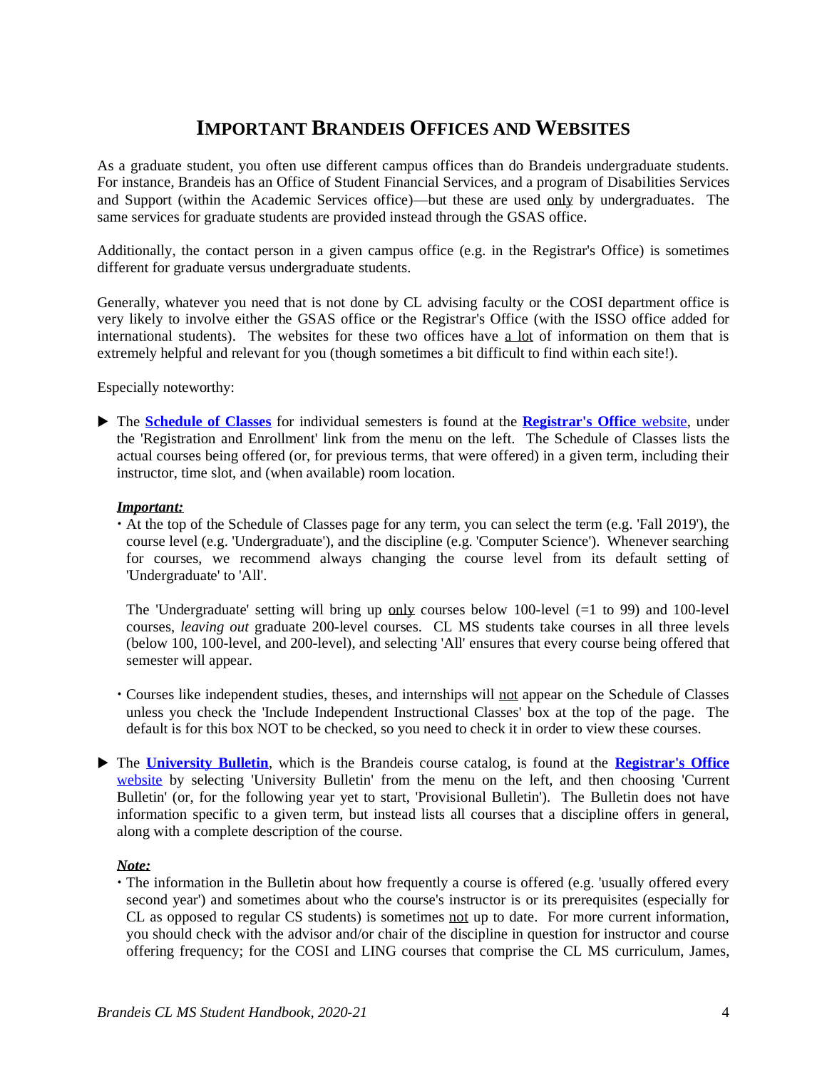# IMPORTANT BRANDEIS OFFICES AND WEBSITES

As a graduate student, you often use different campus offices than do Brandeis undergraduate students. For instance, Brandeis has an Office of Student Financial Services, and a program of Disabilities Services and Support (within the Academic Services office)—but these are used only by undergraduates. The same services for graduate students are provided instead through the GSAS office.

Additionally, the contact person in a given campus office (e.g. in the Registrar's Office) is sometimes different for graduate versus undergraduate students.

Generally, whatever you need that is not done by CL advising faculty or the COSI department office is very likely to involve either the GSAS office or the Registrar's Office (with the ISSO office added for international students). The websites for these two offices have a lot of information on them that is extremely helpful and relevant for you (though sometimes a bit difficult to find within each site!).

Especially noteworthy:

- The **Schedule of Classes** for individual semesters is found at the **Registrar's Office** website, under the 'Registration and Enrollment' link from the menu on the left. The Schedule of Classes lists the actual courses being offered (or, for previous terms, that were offered) in a given term, including their instructor, time slot, and (when available) room location.

  ***Important:***
  - At the top of the Schedule of Classes page for any term, you can select the term (e.g. 'Fall 2019'), the course level (e.g. 'Undergraduate'), and the discipline (e.g. 'Computer Science'). Whenever searching for courses, we recommend always changing the course level from its default setting of 'Undergraduate' to 'All'.

    The 'Undergraduate' setting will bring up only courses below 100-level (=1 to 99) and 100-level courses, *leaving out* graduate 200-level courses. CL MS students take courses in all three levels (below 100, 100-level, and 200-level), and selecting 'All' ensures that every course being offered that semester will appear.

  - Courses like independent studies, theses, and internships will not appear on the Schedule of Classes unless you check the 'Include Independent Instructional Classes' box at the top of the page. The default is for this box NOT to be checked, so you need to check it in order to view these courses.

- The **University Bulletin**, which is the Brandeis course catalog, is found at the **Registrar's Office** website by selecting 'University Bulletin' from the menu on the left, and then choosing 'Current Bulletin' (or, for the following year yet to start, 'Provisional Bulletin'). The Bulletin does not have information specific to a given term, but instead lists all courses that a discipline offers in general, along with a complete description of the course.

  ***Note:***
  - The information in the Bulletin about how frequently a course is offered (e.g. 'usually offered every second year') and sometimes about who the course's instructor is or its prerequisites (especially for CL as opposed to regular CS students) is sometimes not up to date. For more current information, you should check with the advisor and/or chair of the discipline in question for instructor and course offering frequency; for the COSI and LING courses that comprise the CL MS curriculum, James,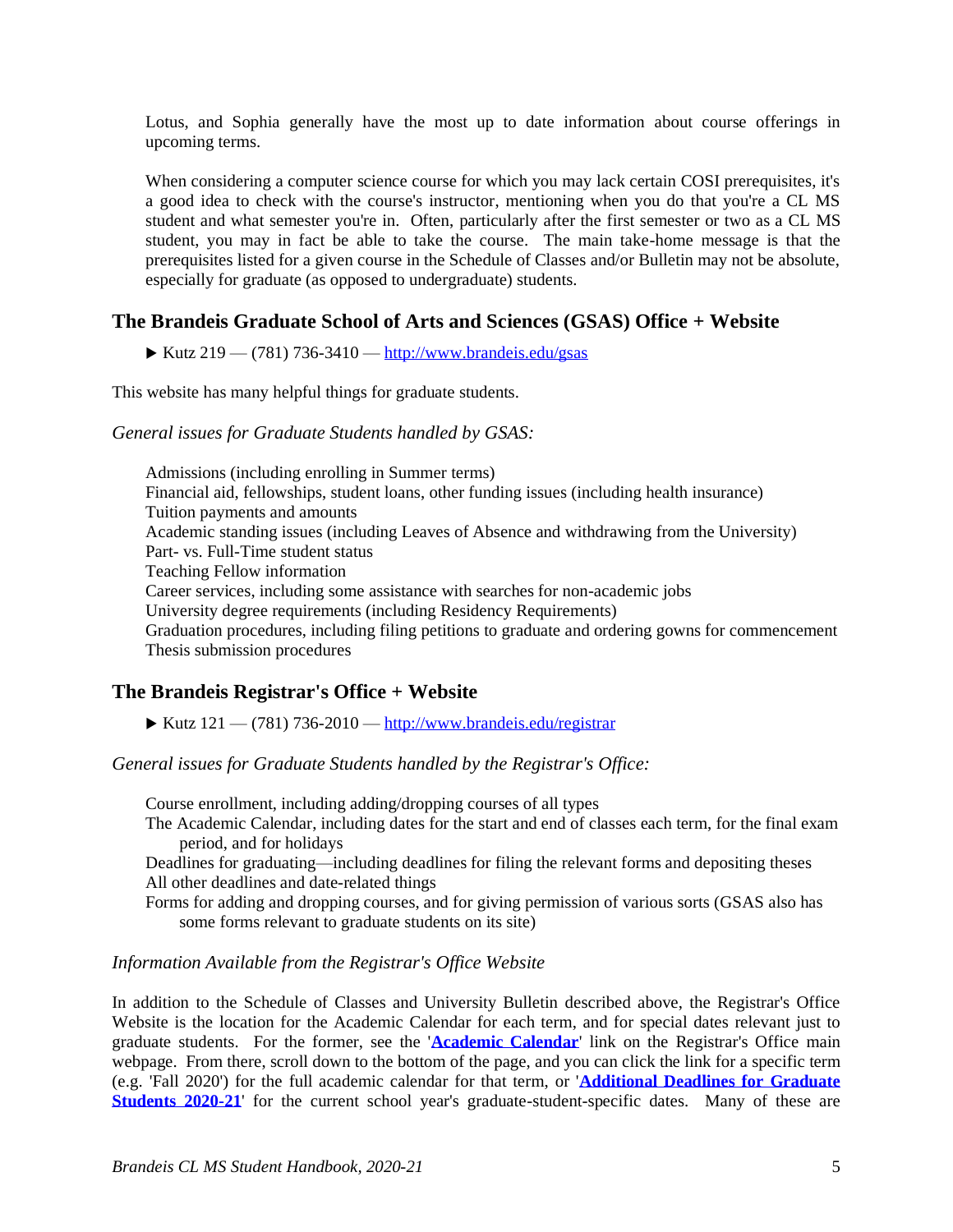Lotus, and Sophia generally have the most up to date information about course offerings in upcoming terms.

When considering a computer science course for which you may lack certain COSI prerequisites, it's a good idea to check with the course's instructor, mentioning when you do that you're a CL MS student and what semester you're in. Often, particularly after the first semester or two as a CL MS student, you may in fact be able to take the course. The main take-home message is that the prerequisites listed for a given course in the Schedule of Classes and/or Bulletin may not be absolute, especially for graduate (as opposed to undergraduate) students.

## The Brandeis Graduate School of Arts and Sciences (GSAS) Office + Website

▶ Kutz 219 — (781) 736-3410 — http://www.brandeis.edu/gsas

This website has many helpful things for graduate students.

*General issues for Graduate Students handled by GSAS:*

Admissions (including enrolling in Summer terms)
Financial aid, fellowships, student loans, other funding issues (including health insurance)
Tuition payments and amounts
Academic standing issues (including Leaves of Absence and withdrawing from the University)
Part- vs. Full-Time student status
Teaching Fellow information
Career services, including some assistance with searches for non-academic jobs
University degree requirements (including Residency Requirements)
Graduation procedures, including filing petitions to graduate and ordering gowns for commencement
Thesis submission procedures

## The Brandeis Registrar's Office + Website

▶ Kutz 121 — (781) 736-2010 — http://www.brandeis.edu/registrar

*General issues for Graduate Students handled by the Registrar's Office:*

Course enrollment, including adding/dropping courses of all types
The Academic Calendar, including dates for the start and end of classes each term, for the final exam period, and for holidays
Deadlines for graduating—including deadlines for filing the relevant forms and depositing theses
All other deadlines and date-related things
Forms for adding and dropping courses, and for giving permission of various sorts (GSAS also has some forms relevant to graduate students on its site)

*Information Available from the Registrar's Office Website*

In addition to the Schedule of Classes and University Bulletin described above, the Registrar's Office Website is the location for the Academic Calendar for each term, and for special dates relevant just to graduate students. For the former, see the '**Academic Calendar**' link on the Registrar's Office main webpage. From there, scroll down to the bottom of the page, and you can click the link for a specific term (e.g. 'Fall 2020') for the full academic calendar for that term, or '**Additional Deadlines for Graduate Students 2020-21**' for the current school year's graduate-student-specific dates. Many of these are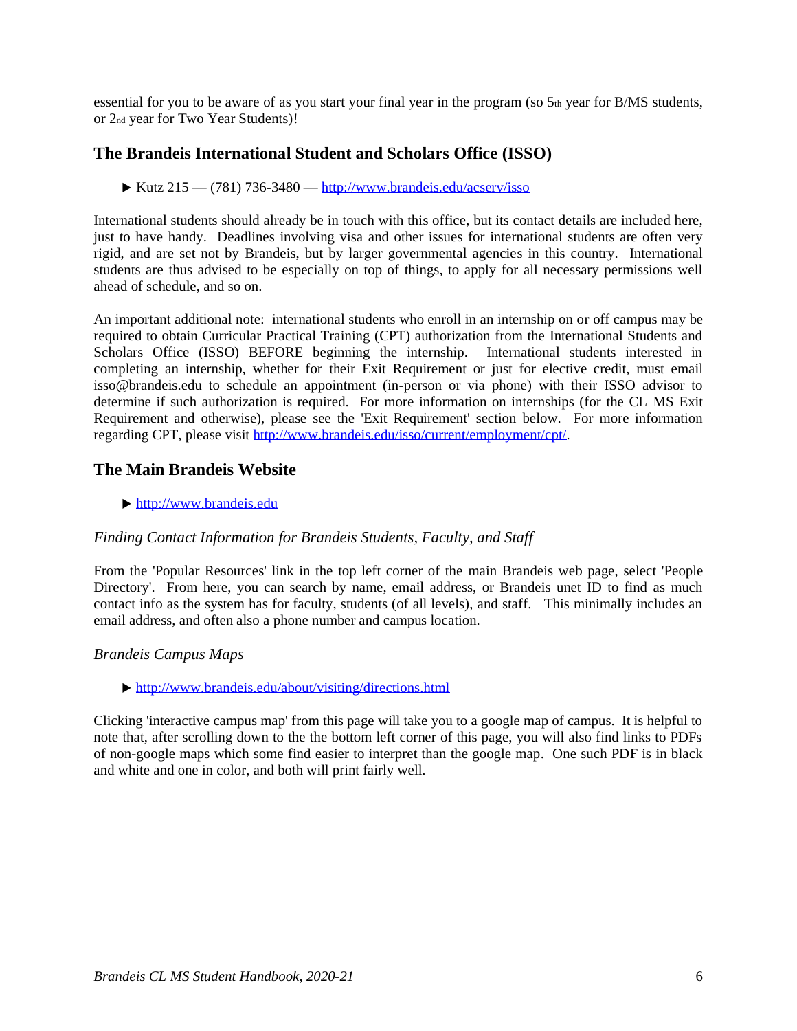essential for you to be aware of as you start your final year in the program (so 5th year for B/MS students, or 2nd year for Two Year Students)!

## The Brandeis International Student and Scholars Office (ISSO)

- ▶ Kutz 215 — (781) 736-3480 — http://www.brandeis.edu/acserv/isso

International students should already be in touch with this office, but its contact details are included here, just to have handy. Deadlines involving visa and other issues for international students are often very rigid, and are set not by Brandeis, but by larger governmental agencies in this country. International students are thus advised to be especially on top of things, to apply for all necessary permissions well ahead of schedule, and so on.

An important additional note: international students who enroll in an internship on or off campus may be required to obtain Curricular Practical Training (CPT) authorization from the International Students and Scholars Office (ISSO) BEFORE beginning the internship. International students interested in completing an internship, whether for their Exit Requirement or just for elective credit, must email isso@brandeis.edu to schedule an appointment (in-person or via phone) with their ISSO advisor to determine if such authorization is required. For more information on internships (for the CL MS Exit Requirement and otherwise), please see the 'Exit Requirement' section below. For more information regarding CPT, please visit http://www.brandeis.edu/isso/current/employment/cpt/.

## The Main Brandeis Website

- ▶ http://www.brandeis.edu

### *Finding Contact Information for Brandeis Students, Faculty, and Staff*

From the 'Popular Resources' link in the top left corner of the main Brandeis web page, select 'People Directory'. From here, you can search by name, email address, or Brandeis unet ID to find as much contact info as the system has for faculty, students (of all levels), and staff. This minimally includes an email address, and often also a phone number and campus location.

### *Brandeis Campus Maps*

- ▶ http://www.brandeis.edu/about/visiting/directions.html

Clicking 'interactive campus map' from this page will take you to a google map of campus. It is helpful to note that, after scrolling down to the the bottom left corner of this page, you will also find links to PDFs of non-google maps which some find easier to interpret than the google map. One such PDF is in black and white and one in color, and both will print fairly well.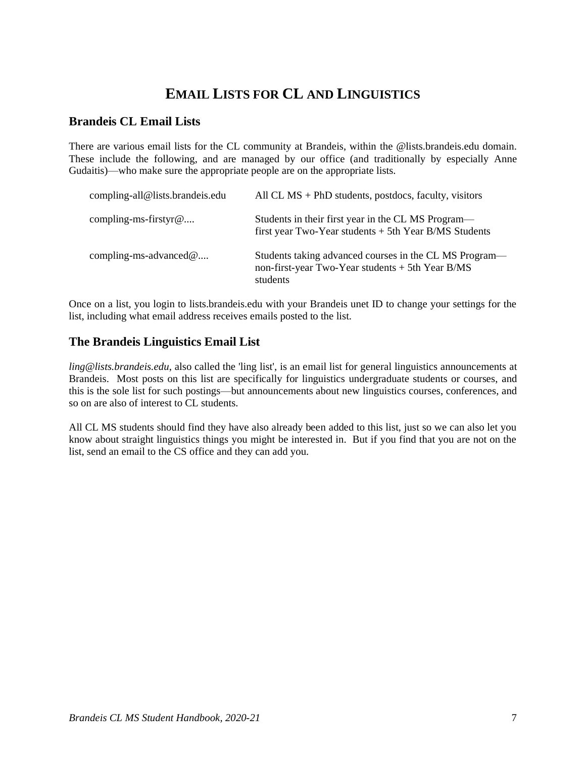# EMAIL LISTS FOR CL AND LINGUISTICS

## Brandeis CL Email Lists

There are various email lists for the CL community at Brandeis, within the @lists.brandeis.edu domain. These include the following, and are managed by our office (and traditionally by especially Anne Gudaitis)—who make sure the appropriate people are on the appropriate lists.

| | |
|---|---|
| compling-all@lists.brandeis.edu | All CL MS + PhD students, postdocs, faculty, visitors |
| compling-ms-firstyr@.... | Students in their first year in the CL MS Program—first year Two-Year students + 5th Year B/MS Students |
| compling-ms-advanced@.... | Students taking advanced courses in the CL MS Program—non-first-year Two-Year students + 5th Year B/MS students |

Once on a list, you login to lists.brandeis.edu with your Brandeis unet ID to change your settings for the list, including what email address receives emails posted to the list.

## The Brandeis Linguistics Email List

*ling@lists.brandeis.edu*, also called the 'ling list', is an email list for general linguistics announcements at Brandeis. Most posts on this list are specifically for linguistics undergraduate students or courses, and this is the sole list for such postings—but announcements about new linguistics courses, conferences, and so on are also of interest to CL students.

All CL MS students should find they have also already been added to this list, just so we can also let you know about straight linguistics things you might be interested in. But if you find that you are not on the list, send an email to the CS office and they can add you.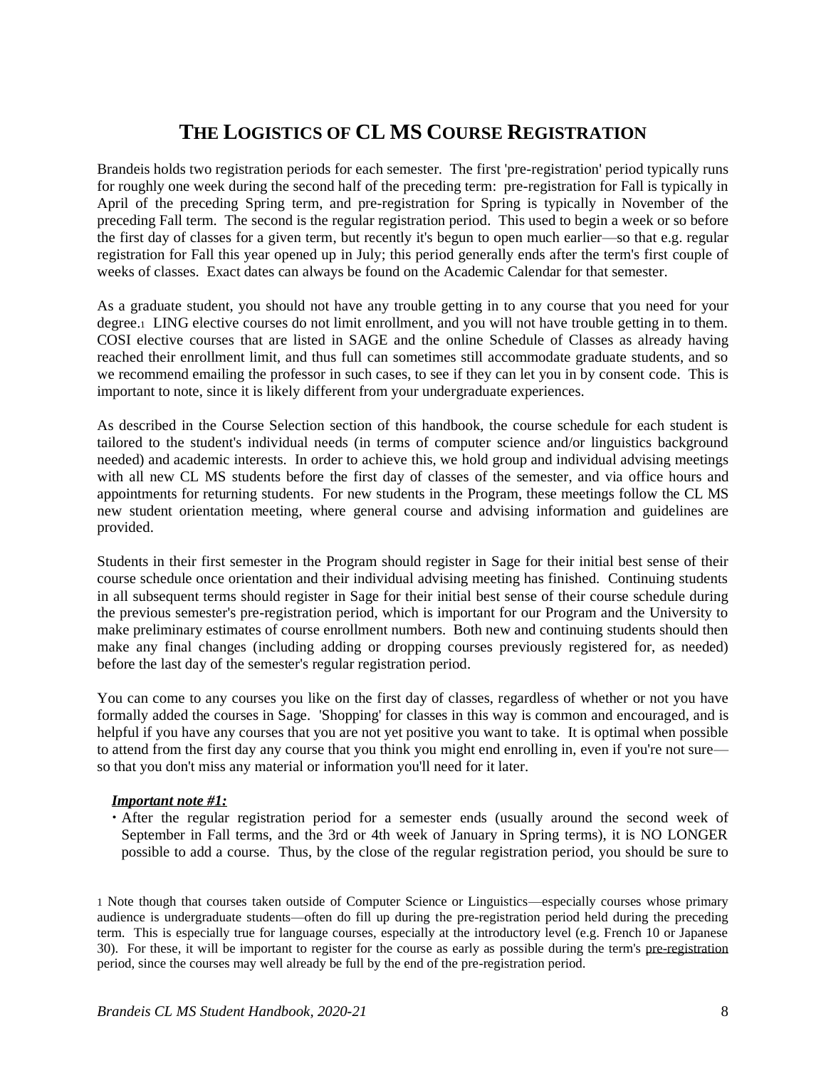# THE LOGISTICS OF CL MS COURSE REGISTRATION

Brandeis holds two registration periods for each semester. The first 'pre-registration' period typically runs for roughly one week during the second half of the preceding term: pre-registration for Fall is typically in April of the preceding Spring term, and pre-registration for Spring is typically in November of the preceding Fall term. The second is the regular registration period. This used to begin a week or so before the first day of classes for a given term, but recently it's begun to open much earlier—so that e.g. regular registration for Fall this year opened up in July; this period generally ends after the term's first couple of weeks of classes. Exact dates can always be found on the Academic Calendar for that semester.

As a graduate student, you should not have any trouble getting in to any course that you need for your degree.[1] LING elective courses do not limit enrollment, and you will not have trouble getting in to them. COSI elective courses that are listed in SAGE and the online Schedule of Classes as already having reached their enrollment limit, and thus full can sometimes still accommodate graduate students, and so we recommend emailing the professor in such cases, to see if they can let you in by consent code. This is important to note, since it is likely different from your undergraduate experiences.

As described in the Course Selection section of this handbook, the course schedule for each student is tailored to the student's individual needs (in terms of computer science and/or linguistics background needed) and academic interests. In order to achieve this, we hold group and individual advising meetings with all new CL MS students before the first day of classes of the semester, and via office hours and appointments for returning students. For new students in the Program, these meetings follow the CL MS new student orientation meeting, where general course and advising information and guidelines are provided.

Students in their first semester in the Program should register in Sage for their initial best sense of their course schedule once orientation and their individual advising meeting has finished. Continuing students in all subsequent terms should register in Sage for their initial best sense of their course schedule during the previous semester's pre-registration period, which is important for our Program and the University to make preliminary estimates of course enrollment numbers. Both new and continuing students should then make any final changes (including adding or dropping courses previously registered for, as needed) before the last day of the semester's regular registration period.

You can come to any courses you like on the first day of classes, regardless of whether or not you have formally added the courses in Sage. 'Shopping' for classes in this way is common and encouraged, and is helpful if you have any courses that you are not yet positive you want to take. It is optimal when possible to attend from the first day any course that you think you might end enrolling in, even if you're not sure—so that you don't miss any material or information you'll need for it later.

***Important note #1:***

- After the regular registration period for a semester ends (usually around the second week of September in Fall terms, and the 3rd or 4th week of January in Spring terms), it is NO LONGER possible to add a course. Thus, by the close of the regular registration period, you should be sure to

[1] Note though that courses taken outside of Computer Science or Linguistics—especially courses whose primary audience is undergraduate students—often do fill up during the pre-registration period held during the preceding term. This is especially true for language courses, especially at the introductory level (e.g. French 10 or Japanese 30). For these, it will be important to register for the course as early as possible during the term's pre-registration period, since the courses may well already be full by the end of the pre-registration period.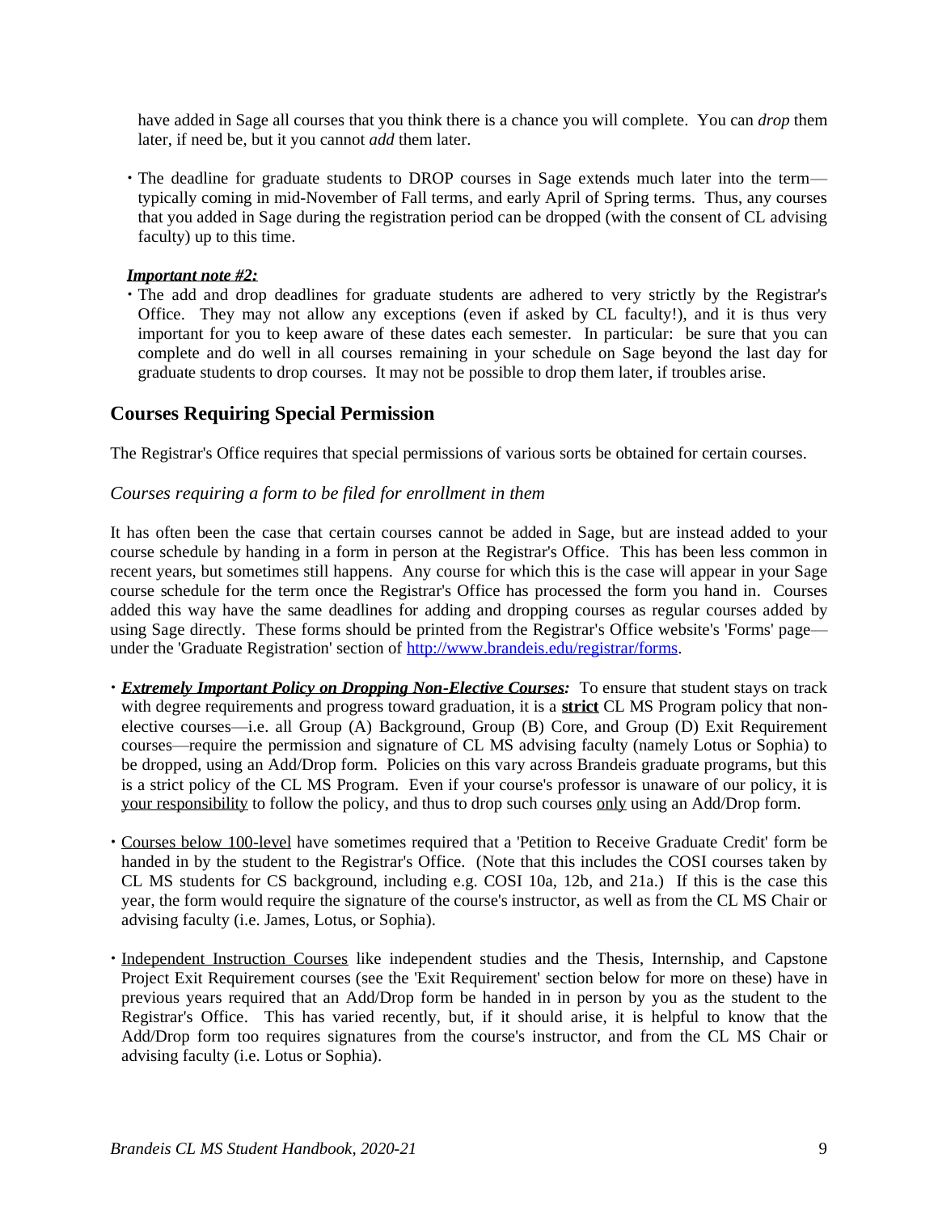have added in Sage all courses that you think there is a chance you will complete. You can *drop* them later, if need be, but it you cannot *add* them later.

- The deadline for graduate students to DROP courses in Sage extends much later into the term—typically coming in mid-November of Fall terms, and early April of Spring terms. Thus, any courses that you added in Sage during the registration period can be dropped (with the consent of CL advising faculty) up to this time.

***Important note #2:***

- The add and drop deadlines for graduate students are adhered to very strictly by the Registrar's Office. They may not allow any exceptions (even if asked by CL faculty!), and it is thus very important for you to keep aware of these dates each semester. In particular: be sure that you can complete and do well in all courses remaining in your schedule on Sage beyond the last day for graduate students to drop courses. It may not be possible to drop them later, if troubles arise.

## Courses Requiring Special Permission

The Registrar's Office requires that special permissions of various sorts be obtained for certain courses.

### *Courses requiring a form to be filed for enrollment in them*

It has often been the case that certain courses cannot be added in Sage, but are instead added to your course schedule by handing in a form in person at the Registrar's Office. This has been less common in recent years, but sometimes still happens. Any course for which this is the case will appear in your Sage course schedule for the term once the Registrar's Office has processed the form you hand in. Courses added this way have the same deadlines for adding and dropping courses as regular courses added by using Sage directly. These forms should be printed from the Registrar's Office website's 'Forms' page—under the 'Graduate Registration' section of http://www.brandeis.edu/registrar/forms.

- ***Extremely Important Policy on Dropping Non-Elective Courses:*** To ensure that student stays on track with degree requirements and progress toward graduation, it is a **strict** CL MS Program policy that non-elective courses—i.e. all Group (A) Background, Group (B) Core, and Group (D) Exit Requirement courses—require the permission and signature of CL MS advising faculty (namely Lotus or Sophia) to be dropped, using an Add/Drop form. Policies on this vary across Brandeis graduate programs, but this is a strict policy of the CL MS Program. Even if your course's professor is unaware of our policy, it is your responsibility to follow the policy, and thus to drop such courses only using an Add/Drop form.

- Courses below 100-level have sometimes required that a 'Petition to Receive Graduate Credit' form be handed in by the student to the Registrar's Office. (Note that this includes the COSI courses taken by CL MS students for CS background, including e.g. COSI 10a, 12b, and 21a.) If this is the case this year, the form would require the signature of the course's instructor, as well as from the CL MS Chair or advising faculty (i.e. James, Lotus, or Sophia).

- Independent Instruction Courses like independent studies and the Thesis, Internship, and Capstone Project Exit Requirement courses (see the 'Exit Requirement' section below for more on these) have in previous years required that an Add/Drop form be handed in in person by you as the student to the Registrar's Office. This has varied recently, but, if it should arise, it is helpful to know that the Add/Drop form too requires signatures from the course's instructor, and from the CL MS Chair or advising faculty (i.e. Lotus or Sophia).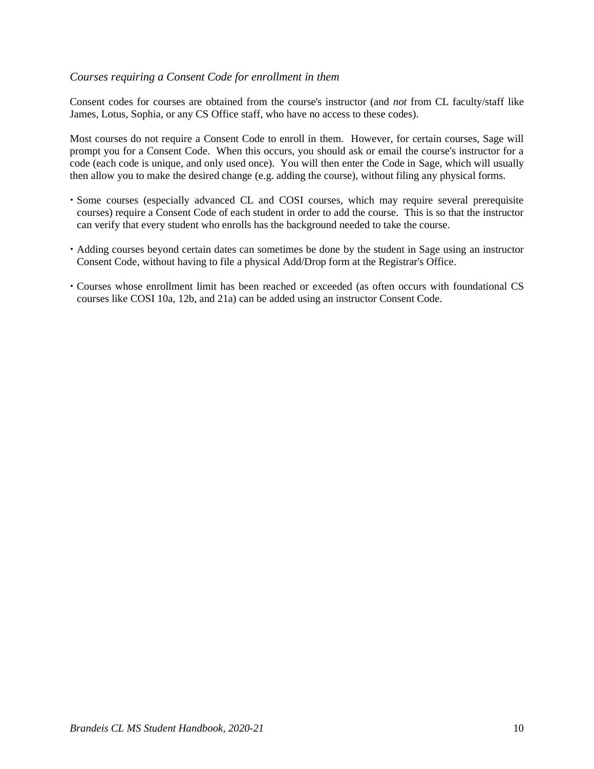*Courses requiring a Consent Code for enrollment in them*

Consent codes for courses are obtained from the course's instructor (and *not* from CL faculty/staff like James, Lotus, Sophia, or any CS Office staff, who have no access to these codes).

Most courses do not require a Consent Code to enroll in them. However, for certain courses, Sage will prompt you for a Consent Code. When this occurs, you should ask or email the course's instructor for a code (each code is unique, and only used once). You will then enter the Code in Sage, which will usually then allow you to make the desired change (e.g. adding the course), without filing any physical forms.

- Some courses (especially advanced CL and COSI courses, which may require several prerequisite courses) require a Consent Code of each student in order to add the course. This is so that the instructor can verify that every student who enrolls has the background needed to take the course.

- Adding courses beyond certain dates can sometimes be done by the student in Sage using an instructor Consent Code, without having to file a physical Add/Drop form at the Registrar's Office.

- Courses whose enrollment limit has been reached or exceeded (as often occurs with foundational CS courses like COSI 10a, 12b, and 21a) can be added using an instructor Consent Code.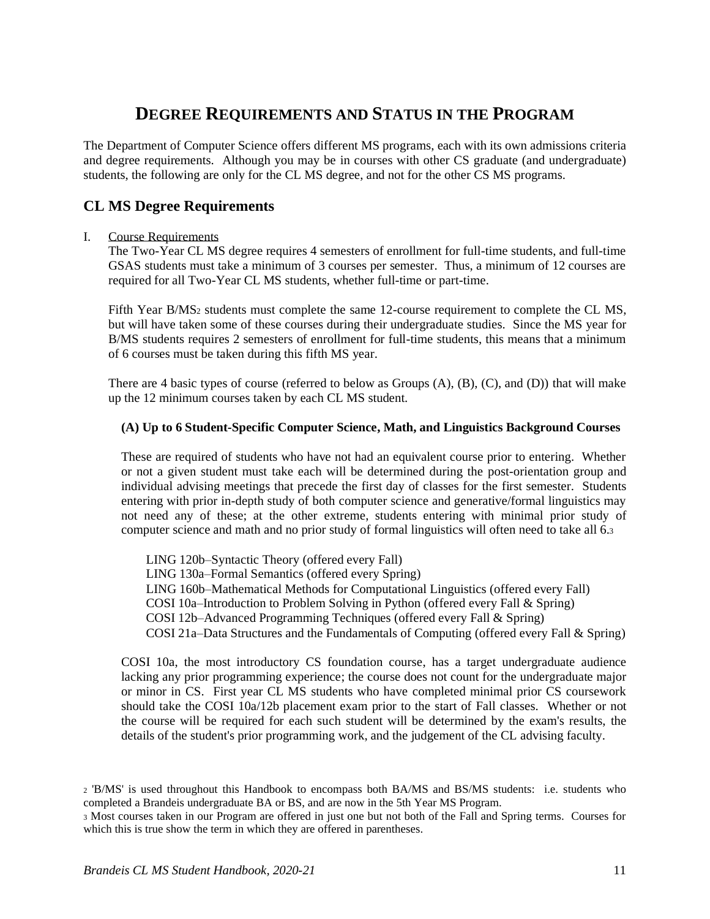# DEGREE REQUIREMENTS AND STATUS IN THE PROGRAM

The Department of Computer Science offers different MS programs, each with its own admissions criteria and degree requirements. Although you may be in courses with other CS graduate (and undergraduate) students, the following are only for the CL MS degree, and not for the other CS MS programs.

## CL MS Degree Requirements

I. Course Requirements

The Two-Year CL MS degree requires 4 semesters of enrollment for full-time students, and full-time GSAS students must take a minimum of 3 courses per semester. Thus, a minimum of 12 courses are required for all Two-Year CL MS students, whether full-time or part-time.

Fifth Year B/MS[2] students must complete the same 12-course requirement to complete the CL MS, but will have taken some of these courses during their undergraduate studies. Since the MS year for B/MS students requires 2 semesters of enrollment for full-time students, this means that a minimum of 6 courses must be taken during this fifth MS year.

There are 4 basic types of course (referred to below as Groups (A), (B), (C), and (D)) that will make up the 12 minimum courses taken by each CL MS student.

**(A) Up to 6 Student-Specific Computer Science, Math, and Linguistics Background Courses**

These are required of students who have not had an equivalent course prior to entering. Whether or not a given student must take each will be determined during the post-orientation group and individual advising meetings that precede the first day of classes for the first semester. Students entering with prior in-depth study of both computer science and generative/formal linguistics may not need any of these; at the other extreme, students entering with minimal prior study of computer science and math and no prior study of formal linguistics will often need to take all 6.[3]

LING 120b–Syntactic Theory (offered every Fall)
LING 130a–Formal Semantics (offered every Spring)
LING 160b–Mathematical Methods for Computational Linguistics (offered every Fall)
COSI 10a–Introduction to Problem Solving in Python (offered every Fall & Spring)
COSI 12b–Advanced Programming Techniques (offered every Fall & Spring)
COSI 21a–Data Structures and the Fundamentals of Computing (offered every Fall & Spring)

COSI 10a, the most introductory CS foundation course, has a target undergraduate audience lacking any prior programming experience; the course does not count for the undergraduate major or minor in CS. First year CL MS students who have completed minimal prior CS coursework should take the COSI 10a/12b placement exam prior to the start of Fall classes. Whether or not the course will be required for each such student will be determined by the exam's results, the details of the student's prior programming work, and the judgement of the CL advising faculty.

---

[2] 'B/MS' is used throughout this Handbook to encompass both BA/MS and BS/MS students: i.e. students who completed a Brandeis undergraduate BA or BS, and are now in the 5th Year MS Program.

[3] Most courses taken in our Program are offered in just one but not both of the Fall and Spring terms. Courses for which this is true show the term in which they are offered in parentheses.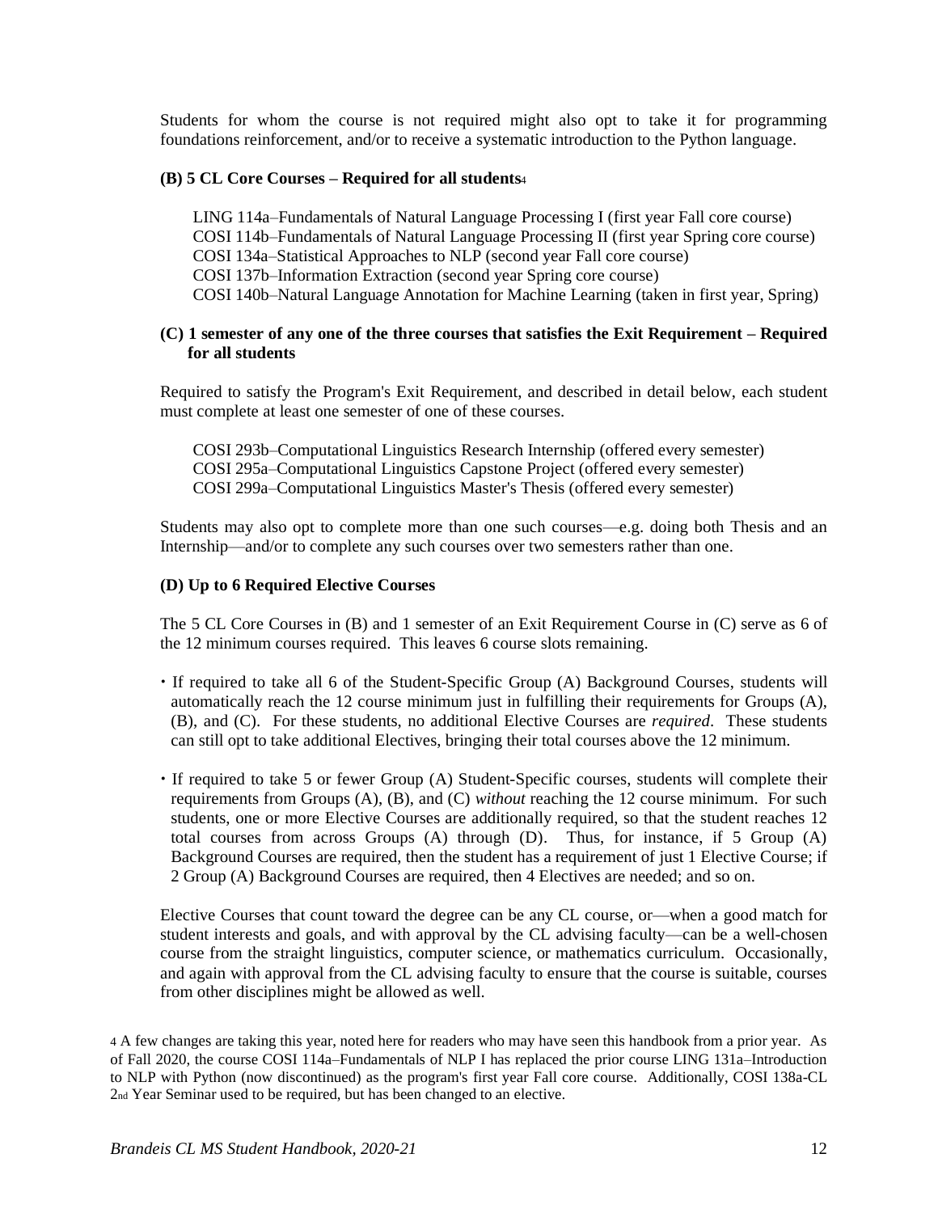Students for whom the course is not required might also opt to take it for programming foundations reinforcement, and/or to receive a systematic introduction to the Python language.

**(B) 5 CL Core Courses – Required for all students**[4]

LING 114a–Fundamentals of Natural Language Processing I (first year Fall core course)
COSI 114b–Fundamentals of Natural Language Processing II (first year Spring core course)
COSI 134a–Statistical Approaches to NLP (second year Fall core course)
COSI 137b–Information Extraction (second year Spring core course)
COSI 140b–Natural Language Annotation for Machine Learning (taken in first year, Spring)

**(C) 1 semester of any one of the three courses that satisfies the Exit Requirement – Required for all students**

Required to satisfy the Program's Exit Requirement, and described in detail below, each student must complete at least one semester of one of these courses.

COSI 293b–Computational Linguistics Research Internship (offered every semester)
COSI 295a–Computational Linguistics Capstone Project (offered every semester)
COSI 299a–Computational Linguistics Master's Thesis (offered every semester)

Students may also opt to complete more than one such courses—e.g. doing both Thesis and an Internship—and/or to complete any such courses over two semesters rather than one.

**(D) Up to 6 Required Elective Courses**

The 5 CL Core Courses in (B) and 1 semester of an Exit Requirement Course in (C) serve as 6 of the 12 minimum courses required. This leaves 6 course slots remaining.

- If required to take all 6 of the Student-Specific Group (A) Background Courses, students will automatically reach the 12 course minimum just in fulfilling their requirements for Groups (A), (B), and (C). For these students, no additional Elective Courses are *required*. These students can still opt to take additional Electives, bringing their total courses above the 12 minimum.

- If required to take 5 or fewer Group (A) Student-Specific courses, students will complete their requirements from Groups (A), (B), and (C) *without* reaching the 12 course minimum. For such students, one or more Elective Courses are additionally required, so that the student reaches 12 total courses from across Groups (A) through (D). Thus, for instance, if 5 Group (A) Background Courses are required, then the student has a requirement of just 1 Elective Course; if 2 Group (A) Background Courses are required, then 4 Electives are needed; and so on.

Elective Courses that count toward the degree can be any CL course, or—when a good match for student interests and goals, and with approval by the CL advising faculty—can be a well-chosen course from the straight linguistics, computer science, or mathematics curriculum. Occasionally, and again with approval from the CL advising faculty to ensure that the course is suitable, courses from other disciplines might be allowed as well.

[4] A few changes are taking this year, noted here for readers who may have seen this handbook from a prior year. As of Fall 2020, the course COSI 114a–Fundamentals of NLP I has replaced the prior course LING 131a–Introduction to NLP with Python (now discontinued) as the program's first year Fall core course. Additionally, COSI 138a-CL 2nd Year Seminar used to be required, but has been changed to an elective.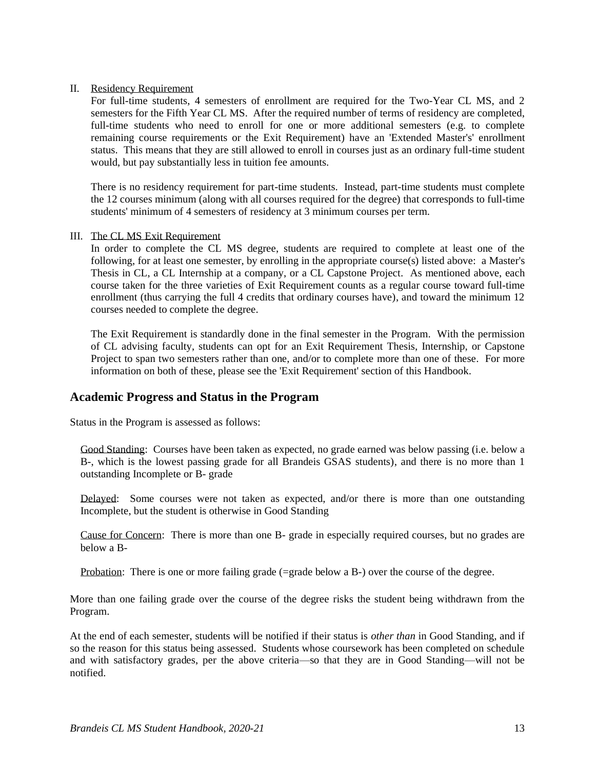II. <u>Residency Requirement</u>

For full-time students, 4 semesters of enrollment are required for the Two-Year CL MS, and 2 semesters for the Fifth Year CL MS. After the required number of terms of residency are completed, full-time students who need to enroll for one or more additional semesters (e.g. to complete remaining course requirements or the Exit Requirement) have an 'Extended Master's' enrollment status. This means that they are still allowed to enroll in courses just as an ordinary full-time student would, but pay substantially less in tuition fee amounts.

There is no residency requirement for part-time students. Instead, part-time students must complete the 12 courses minimum (along with all courses required for the degree) that corresponds to full-time students' minimum of 4 semesters of residency at 3 minimum courses per term.

III. <u>The CL MS Exit Requirement</u>

In order to complete the CL MS degree, students are required to complete at least one of the following, for at least one semester, by enrolling in the appropriate course(s) listed above: a Master's Thesis in CL, a CL Internship at a company, or a CL Capstone Project. As mentioned above, each course taken for the three varieties of Exit Requirement counts as a regular course toward full-time enrollment (thus carrying the full 4 credits that ordinary courses have), and toward the minimum 12 courses needed to complete the degree.

The Exit Requirement is standardly done in the final semester in the Program. With the permission of CL advising faculty, students can opt for an Exit Requirement Thesis, Internship, or Capstone Project to span two semesters rather than one, and/or to complete more than one of these. For more information on both of these, please see the 'Exit Requirement' section of this Handbook.

## Academic Progress and Status in the Program

Status in the Program is assessed as follows:

<u>Good Standing</u>: Courses have been taken as expected, no grade earned was below passing (i.e. below a B-, which is the lowest passing grade for all Brandeis GSAS students), and there is no more than 1 outstanding Incomplete or B- grade

<u>Delayed</u>: Some courses were not taken as expected, and/or there is more than one outstanding Incomplete, but the student is otherwise in Good Standing

<u>Cause for Concern</u>: There is more than one B- grade in especially required courses, but no grades are below a B-

<u>Probation</u>: There is one or more failing grade (=grade below a B-) over the course of the degree.

More than one failing grade over the course of the degree risks the student being withdrawn from the Program.

At the end of each semester, students will be notified if their status is *other than* in Good Standing, and if so the reason for this status being assessed. Students whose coursework has been completed on schedule and with satisfactory grades, per the above criteria—so that they are in Good Standing—will not be notified.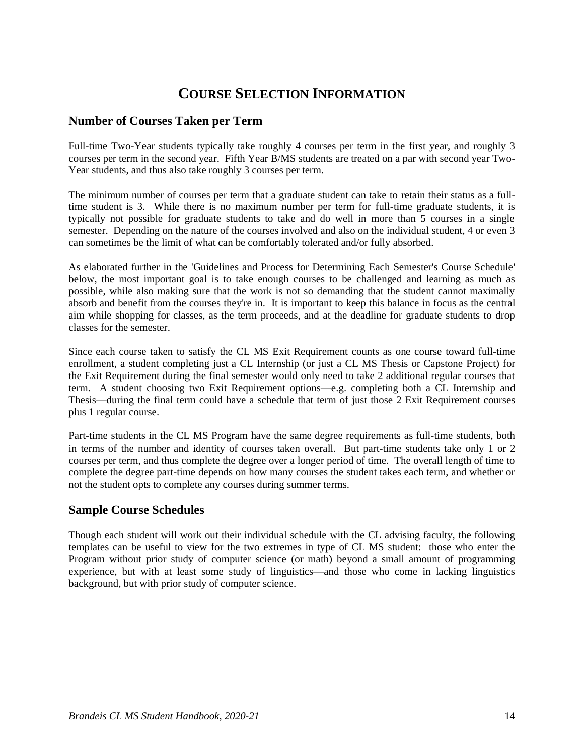# Course Selection Information

## Number of Courses Taken per Term

Full-time Two-Year students typically take roughly 4 courses per term in the first year, and roughly 3 courses per term in the second year. Fifth Year B/MS students are treated on a par with second year Two-Year students, and thus also take roughly 3 courses per term.

The minimum number of courses per term that a graduate student can take to retain their status as a full-time student is 3. While there is no maximum number per term for full-time graduate students, it is typically not possible for graduate students to take and do well in more than 5 courses in a single semester. Depending on the nature of the courses involved and also on the individual student, 4 or even 3 can sometimes be the limit of what can be comfortably tolerated and/or fully absorbed.

As elaborated further in the 'Guidelines and Process for Determining Each Semester's Course Schedule' below, the most important goal is to take enough courses to be challenged and learning as much as possible, while also making sure that the work is not so demanding that the student cannot maximally absorb and benefit from the courses they're in. It is important to keep this balance in focus as the central aim while shopping for classes, as the term proceeds, and at the deadline for graduate students to drop classes for the semester.

Since each course taken to satisfy the CL MS Exit Requirement counts as one course toward full-time enrollment, a student completing just a CL Internship (or just a CL MS Thesis or Capstone Project) for the Exit Requirement during the final semester would only need to take 2 additional regular courses that term. A student choosing two Exit Requirement options—e.g. completing both a CL Internship and Thesis—during the final term could have a schedule that term of just those 2 Exit Requirement courses plus 1 regular course.

Part-time students in the CL MS Program have the same degree requirements as full-time students, both in terms of the number and identity of courses taken overall. But part-time students take only 1 or 2 courses per term, and thus complete the degree over a longer period of time. The overall length of time to complete the degree part-time depends on how many courses the student takes each term, and whether or not the student opts to complete any courses during summer terms.

## Sample Course Schedules

Though each student will work out their individual schedule with the CL advising faculty, the following templates can be useful to view for the two extremes in type of CL MS student: those who enter the Program without prior study of computer science (or math) beyond a small amount of programming experience, but with at least some study of linguistics—and those who come in lacking linguistics background, but with prior study of computer science.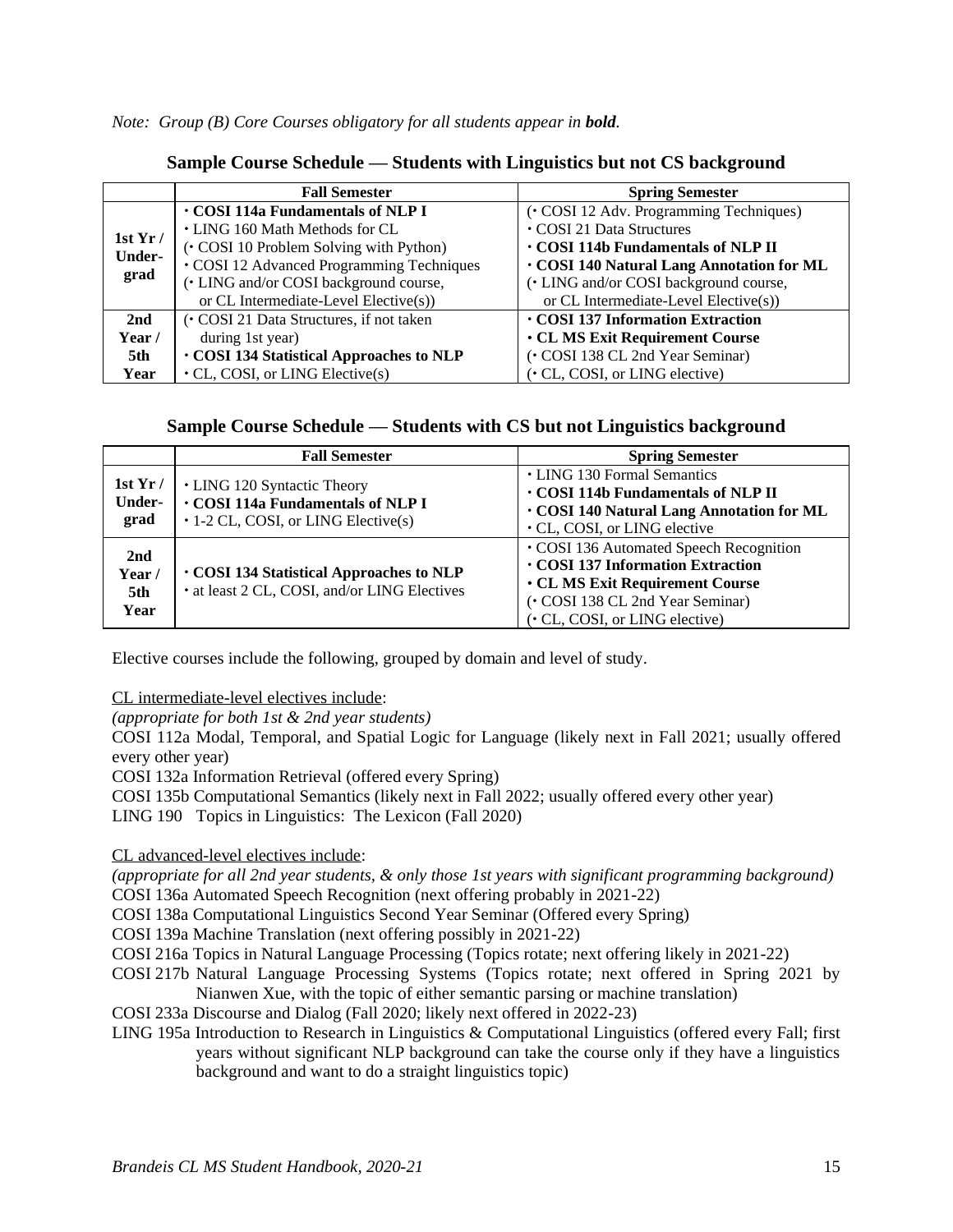*Note: Group (B) Core Courses obligatory for all students appear in **bold**.*

**Sample Course Schedule — Students with Linguistics but not CS background**

| | Fall Semester | Spring Semester |
|---|---|---|
| 1st Yr / Under-grad | · **COSI 114a Fundamentals of NLP I**<br>· LING 160 Math Methods for CL<br>(· COSI 10 Problem Solving with Python)<br>· COSI 12 Advanced Programming Techniques<br>(· LING and/or COSI background course, or CL Intermediate-Level Elective(s)) | (· COSI 12 Adv. Programming Techniques)<br>· COSI 21 Data Structures<br>· **COSI 114b Fundamentals of NLP II**<br>· **COSI 140 Natural Lang Annotation for ML**<br>(· LING and/or COSI background course, or CL Intermediate-Level Elective(s)) |
| 2nd Year / 5th Year | (· COSI 21 Data Structures, if not taken during 1st year)<br>· **COSI 134 Statistical Approaches to NLP**<br>· CL, COSI, or LING Elective(s) | · **COSI 137 Information Extraction**<br>· **CL MS Exit Requirement Course**<br>(· COSI 138 CL 2nd Year Seminar)<br>(· CL, COSI, or LING elective) |

**Sample Course Schedule — Students with CS but not Linguistics background**

| | Fall Semester | Spring Semester |
|---|---|---|
| 1st Yr / Under-grad | · LING 120 Syntactic Theory<br>· **COSI 114a Fundamentals of NLP I**<br>· 1-2 CL, COSI, or LING Elective(s) | · LING 130 Formal Semantics<br>· **COSI 114b Fundamentals of NLP II**<br>· **COSI 140 Natural Lang Annotation for ML**<br>· CL, COSI, or LING elective |
| 2nd Year / 5th Year | · **COSI 134 Statistical Approaches to NLP**<br>· at least 2 CL, COSI, and/or LING Electives | · COSI 136 Automated Speech Recognition<br>· **COSI 137 Information Extraction**<br>· **CL MS Exit Requirement Course**<br>(· COSI 138 CL 2nd Year Seminar)<br>(· CL, COSI, or LING elective) |

Elective courses include the following, grouped by domain and level of study.

CL intermediate-level electives include:
*(appropriate for both 1st & 2nd year students)*
COSI 112a Modal, Temporal, and Spatial Logic for Language (likely next in Fall 2021; usually offered every other year)
COSI 132a Information Retrieval (offered every Spring)
COSI 135b Computational Semantics (likely next in Fall 2022; usually offered every other year)
LING 190 Topics in Linguistics: The Lexicon (Fall 2020)

CL advanced-level electives include:
*(appropriate for all 2nd year students, & only those 1st years with significant programming background)*
COSI 136a Automated Speech Recognition (next offering probably in 2021-22)
COSI 138a Computational Linguistics Second Year Seminar (Offered every Spring)
COSI 139a Machine Translation (next offering possibly in 2021-22)
COSI 216a Topics in Natural Language Processing (Topics rotate; next offering likely in 2021-22)
COSI 217b Natural Language Processing Systems (Topics rotate; next offered in Spring 2021 by Nianwen Xue, with the topic of either semantic parsing or machine translation)
COSI 233a Discourse and Dialog (Fall 2020; likely next offered in 2022-23)
LING 195a Introduction to Research in Linguistics & Computational Linguistics (offered every Fall; first years without significant NLP background can take the course only if they have a linguistics background and want to do a straight linguistics topic)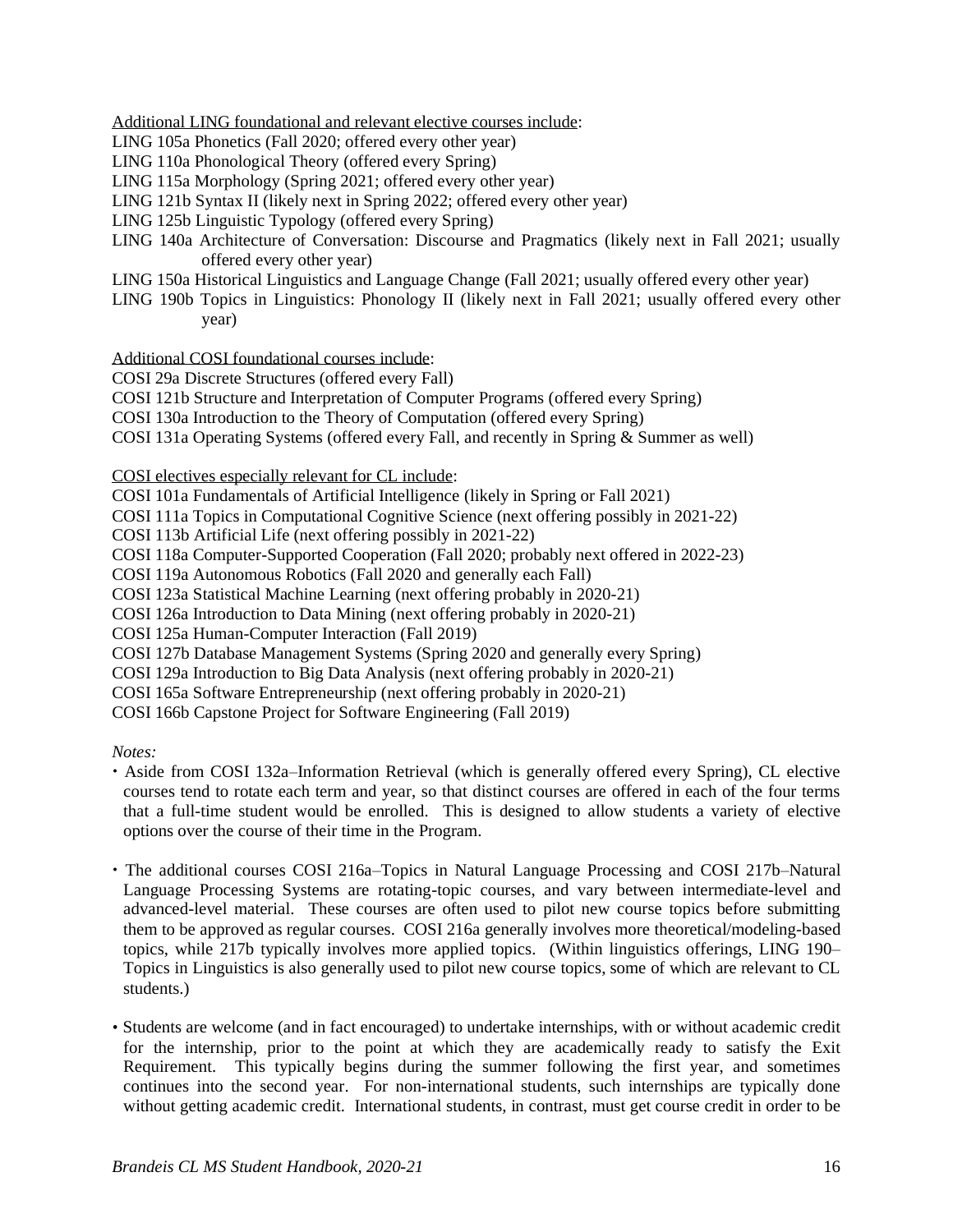Additional LING foundational and relevant elective courses include:

LING 105a Phonetics (Fall 2020; offered every other year)
LING 110a Phonological Theory (offered every Spring)
LING 115a Morphology (Spring 2021; offered every other year)
LING 121b Syntax II (likely next in Spring 2022; offered every other year)
LING 125b Linguistic Typology (offered every Spring)
LING 140a Architecture of Conversation: Discourse and Pragmatics (likely next in Fall 2021; usually offered every other year)
LING 150a Historical Linguistics and Language Change (Fall 2021; usually offered every other year)
LING 190b Topics in Linguistics: Phonology II (likely next in Fall 2021; usually offered every other year)

Additional COSI foundational courses include:

COSI 29a Discrete Structures (offered every Fall)
COSI 121b Structure and Interpretation of Computer Programs (offered every Spring)
COSI 130a Introduction to the Theory of Computation (offered every Spring)
COSI 131a Operating Systems (offered every Fall, and recently in Spring & Summer as well)

COSI electives especially relevant for CL include:

COSI 101a Fundamentals of Artificial Intelligence (likely in Spring or Fall 2021)
COSI 111a Topics in Computational Cognitive Science (next offering possibly in 2021-22)
COSI 113b Artificial Life (next offering possibly in 2021-22)
COSI 118a Computer-Supported Cooperation (Fall 2020; probably next offered in 2022-23)
COSI 119a Autonomous Robotics (Fall 2020 and generally each Fall)
COSI 123a Statistical Machine Learning (next offering probably in 2020-21)
COSI 126a Introduction to Data Mining (next offering probably in 2020-21)
COSI 125a Human-Computer Interaction (Fall 2019)
COSI 127b Database Management Systems (Spring 2020 and generally every Spring)
COSI 129a Introduction to Big Data Analysis (next offering probably in 2020-21)
COSI 165a Software Entrepreneurship (next offering probably in 2020-21)
COSI 166b Capstone Project for Software Engineering (Fall 2019)

*Notes:*

- Aside from COSI 132a–Information Retrieval (which is generally offered every Spring), CL elective courses tend to rotate each term and year, so that distinct courses are offered in each of the four terms that a full-time student would be enrolled. This is designed to allow students a variety of elective options over the course of their time in the Program.

- The additional courses COSI 216a–Topics in Natural Language Processing and COSI 217b–Natural Language Processing Systems are rotating-topic courses, and vary between intermediate-level and advanced-level material. These courses are often used to pilot new course topics before submitting them to be approved as regular courses. COSI 216a generally involves more theoretical/modeling-based topics, while 217b typically involves more applied topics. (Within linguistics offerings, LING 190–Topics in Linguistics is also generally used to pilot new course topics, some of which are relevant to CL students.)

- Students are welcome (and in fact encouraged) to undertake internships, with or without academic credit for the internship, prior to the point at which they are academically ready to satisfy the Exit Requirement. This typically begins during the summer following the first year, and sometimes continues into the second year. For non-international students, such internships are typically done without getting academic credit. International students, in contrast, must get course credit in order to be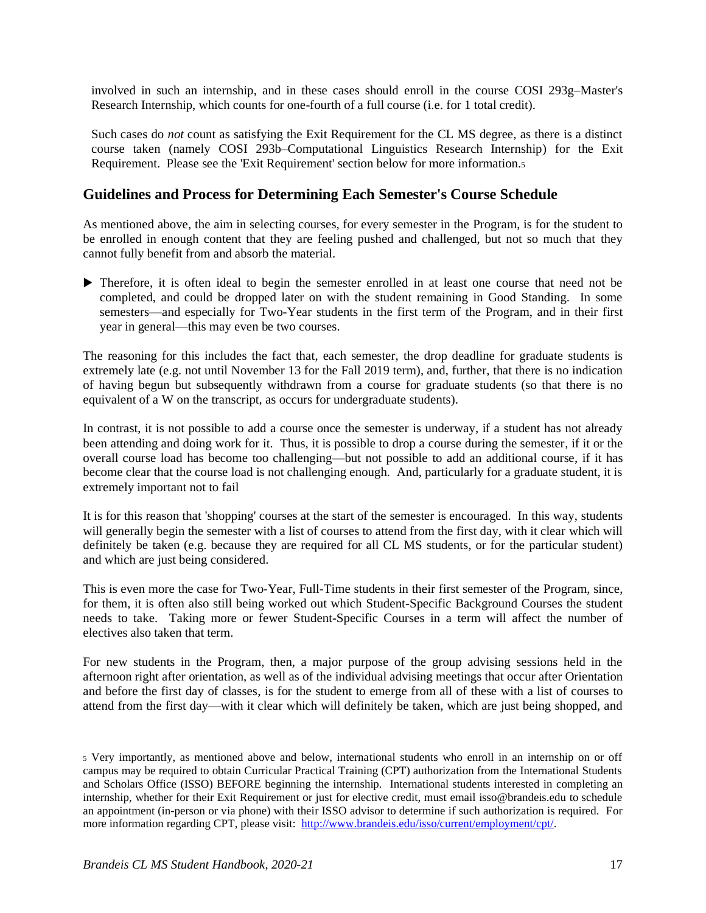involved in such an internship, and in these cases should enroll in the course COSI 293g–Master's Research Internship, which counts for one-fourth of a full course (i.e. for 1 total credit).

Such cases do *not* count as satisfying the Exit Requirement for the CL MS degree, as there is a distinct course taken (namely COSI 293b–Computational Linguistics Research Internship) for the Exit Requirement. Please see the 'Exit Requirement' section below for more information.[5]

## Guidelines and Process for Determining Each Semester's Course Schedule

As mentioned above, the aim in selecting courses, for every semester in the Program, is for the student to be enrolled in enough content that they are feeling pushed and challenged, but not so much that they cannot fully benefit from and absorb the material.

▶ Therefore, it is often ideal to begin the semester enrolled in at least one course that need not be completed, and could be dropped later on with the student remaining in Good Standing. In some semesters—and especially for Two-Year students in the first term of the Program, and in their first year in general—this may even be two courses.

The reasoning for this includes the fact that, each semester, the drop deadline for graduate students is extremely late (e.g. not until November 13 for the Fall 2019 term), and, further, that there is no indication of having begun but subsequently withdrawn from a course for graduate students (so that there is no equivalent of a W on the transcript, as occurs for undergraduate students).

In contrast, it is not possible to add a course once the semester is underway, if a student has not already been attending and doing work for it. Thus, it is possible to drop a course during the semester, if it or the overall course load has become too challenging—but not possible to add an additional course, if it has become clear that the course load is not challenging enough. And, particularly for a graduate student, it is extremely important not to fail

It is for this reason that 'shopping' courses at the start of the semester is encouraged. In this way, students will generally begin the semester with a list of courses to attend from the first day, with it clear which will definitely be taken (e.g. because they are required for all CL MS students, or for the particular student) and which are just being considered.

This is even more the case for Two-Year, Full-Time students in their first semester of the Program, since, for them, it is often also still being worked out which Student-Specific Background Courses the student needs to take. Taking more or fewer Student-Specific Courses in a term will affect the number of electives also taken that term.

For new students in the Program, then, a major purpose of the group advising sessions held in the afternoon right after orientation, as well as of the individual advising meetings that occur after Orientation and before the first day of classes, is for the student to emerge from all of these with a list of courses to attend from the first day—with it clear which will definitely be taken, which are just being shopped, and

[5] Very importantly, as mentioned above and below, international students who enroll in an internship on or off campus may be required to obtain Curricular Practical Training (CPT) authorization from the International Students and Scholars Office (ISSO) BEFORE beginning the internship. International students interested in completing an internship, whether for their Exit Requirement or just for elective credit, must email isso@brandeis.edu to schedule an appointment (in-person or via phone) with their ISSO advisor to determine if such authorization is required. For more information regarding CPT, please visit: [http://www.brandeis.edu/isso/current/employment/cpt/](http://www.brandeis.edu/isso/current/employment/cpt/).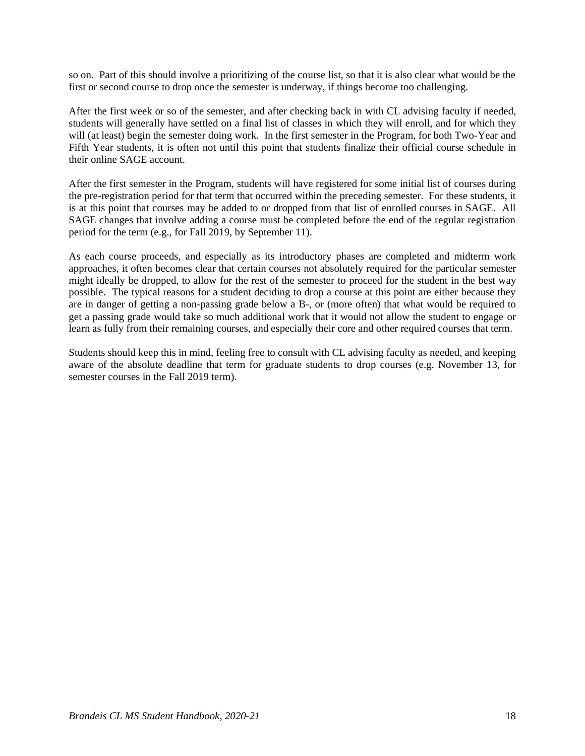so on. Part of this should involve a prioritizing of the course list, so that it is also clear what would be the first or second course to drop once the semester is underway, if things become too challenging.

After the first week or so of the semester, and after checking back in with CL advising faculty if needed, students will generally have settled on a final list of classes in which they will enroll, and for which they will (at least) begin the semester doing work. In the first semester in the Program, for both Two-Year and Fifth Year students, it is often not until this point that students finalize their official course schedule in their online SAGE account.

After the first semester in the Program, students will have registered for some initial list of courses during the pre-registration period for that term that occurred within the preceding semester. For these students, it is at this point that courses may be added to or dropped from that list of enrolled courses in SAGE. All SAGE changes that involve adding a course must be completed before the end of the regular registration period for the term (e.g., for Fall 2019, by September 11).

As each course proceeds, and especially as its introductory phases are completed and midterm work approaches, it often becomes clear that certain courses not absolutely required for the particular semester might ideally be dropped, to allow for the rest of the semester to proceed for the student in the best way possible. The typical reasons for a student deciding to drop a course at this point are either because they are in danger of getting a non-passing grade below a B-, or (more often) that what would be required to get a passing grade would take so much additional work that it would not allow the student to engage or learn as fully from their remaining courses, and especially their core and other required courses that term.

Students should keep this in mind, feeling free to consult with CL advising faculty as needed, and keeping aware of the absolute deadline that term for graduate students to drop courses (e.g. November 13, for semester courses in the Fall 2019 term).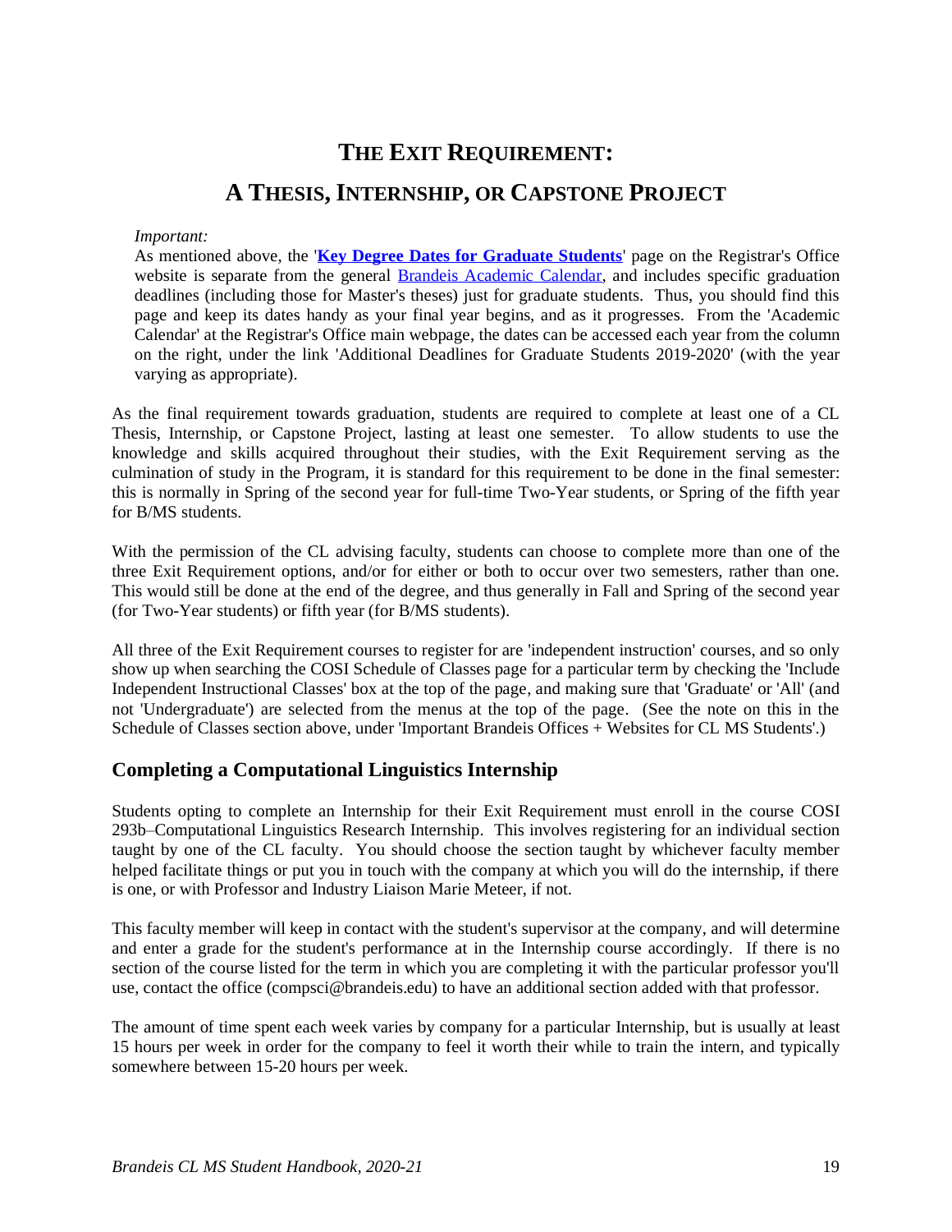# The Exit Requirement:

# A Thesis, Internship, or Capstone Project

*Important:*

As mentioned above, the '**Key Degree Dates for Graduate Students**' page on the Registrar's Office website is separate from the general Brandeis Academic Calendar, and includes specific graduation deadlines (including those for Master's theses) just for graduate students. Thus, you should find this page and keep its dates handy as your final year begins, and as it progresses. From the 'Academic Calendar' at the Registrar's Office main webpage, the dates can be accessed each year from the column on the right, under the link 'Additional Deadlines for Graduate Students 2019-2020' (with the year varying as appropriate).

As the final requirement towards graduation, students are required to complete at least one of a CL Thesis, Internship, or Capstone Project, lasting at least one semester. To allow students to use the knowledge and skills acquired throughout their studies, with the Exit Requirement serving as the culmination of study in the Program, it is standard for this requirement to be done in the final semester: this is normally in Spring of the second year for full-time Two-Year students, or Spring of the fifth year for B/MS students.

With the permission of the CL advising faculty, students can choose to complete more than one of the three Exit Requirement options, and/or for either or both to occur over two semesters, rather than one. This would still be done at the end of the degree, and thus generally in Fall and Spring of the second year (for Two-Year students) or fifth year (for B/MS students).

All three of the Exit Requirement courses to register for are 'independent instruction' courses, and so only show up when searching the COSI Schedule of Classes page for a particular term by checking the 'Include Independent Instructional Classes' box at the top of the page, and making sure that 'Graduate' or 'All' (and not 'Undergraduate') are selected from the menus at the top of the page. (See the note on this in the Schedule of Classes section above, under 'Important Brandeis Offices + Websites for CL MS Students'.)

## Completing a Computational Linguistics Internship

Students opting to complete an Internship for their Exit Requirement must enroll in the course COSI 293b–Computational Linguistics Research Internship. This involves registering for an individual section taught by one of the CL faculty. You should choose the section taught by whichever faculty member helped facilitate things or put you in touch with the company at which you will do the internship, if there is one, or with Professor and Industry Liaison Marie Meteer, if not.

This faculty member will keep in contact with the student's supervisor at the company, and will determine and enter a grade for the student's performance at in the Internship course accordingly. If there is no section of the course listed for the term in which you are completing it with the particular professor you'll use, contact the office (compsci@brandeis.edu) to have an additional section added with that professor.

The amount of time spent each week varies by company for a particular Internship, but is usually at least 15 hours per week in order for the company to feel it worth their while to train the intern, and typically somewhere between 15-20 hours per week.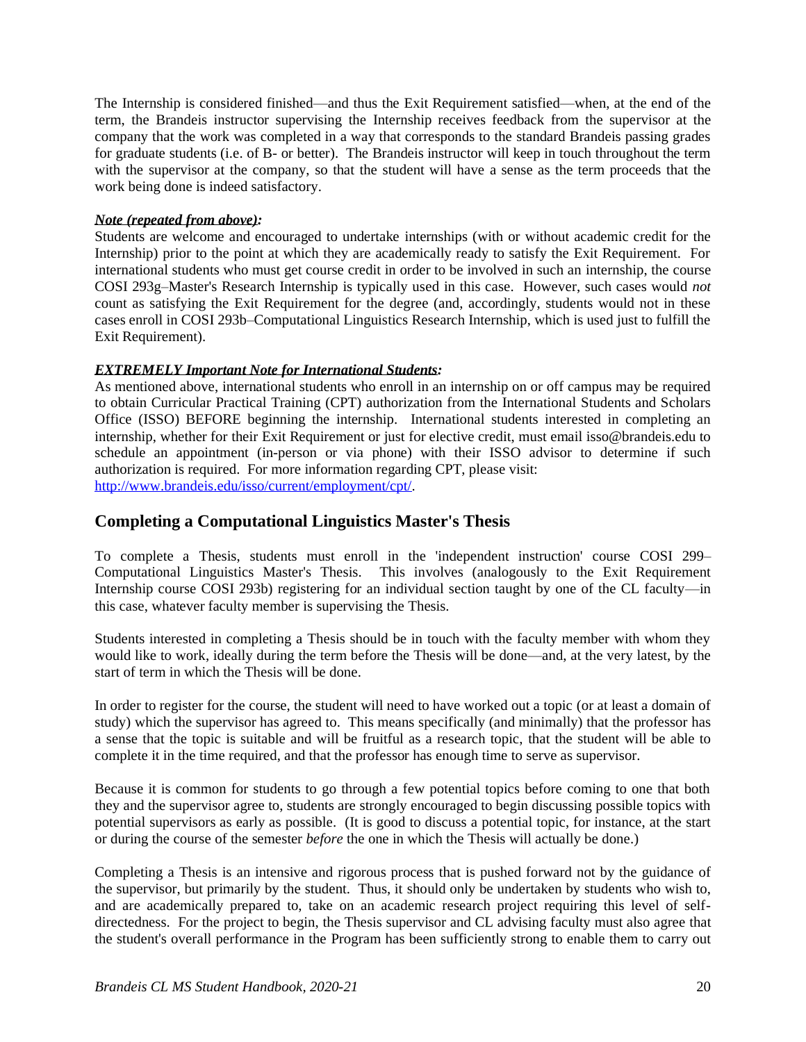The Internship is considered finished—and thus the Exit Requirement satisfied—when, at the end of the term, the Brandeis instructor supervising the Internship receives feedback from the supervisor at the company that the work was completed in a way that corresponds to the standard Brandeis passing grades for graduate students (i.e. of B- or better). The Brandeis instructor will keep in touch throughout the term with the supervisor at the company, so that the student will have a sense as the term proceeds that the work being done is indeed satisfactory.

***Note (repeated from above):***
Students are welcome and encouraged to undertake internships (with or without academic credit for the Internship) prior to the point at which they are academically ready to satisfy the Exit Requirement. For international students who must get course credit in order to be involved in such an internship, the course COSI 293g–Master's Research Internship is typically used in this case. However, such cases would *not* count as satisfying the Exit Requirement for the degree (and, accordingly, students would not in these cases enroll in COSI 293b–Computational Linguistics Research Internship, which is used just to fulfill the Exit Requirement).

***EXTREMELY Important Note for International Students:***
As mentioned above, international students who enroll in an internship on or off campus may be required to obtain Curricular Practical Training (CPT) authorization from the International Students and Scholars Office (ISSO) BEFORE beginning the internship. International students interested in completing an internship, whether for their Exit Requirement or just for elective credit, must email isso@brandeis.edu to schedule an appointment (in-person or via phone) with their ISSO advisor to determine if such authorization is required. For more information regarding CPT, please visit: http://www.brandeis.edu/isso/current/employment/cpt/.

## Completing a Computational Linguistics Master's Thesis

To complete a Thesis, students must enroll in the 'independent instruction' course COSI 299–Computational Linguistics Master's Thesis. This involves (analogously to the Exit Requirement Internship course COSI 293b) registering for an individual section taught by one of the CL faculty—in this case, whatever faculty member is supervising the Thesis.

Students interested in completing a Thesis should be in touch with the faculty member with whom they would like to work, ideally during the term before the Thesis will be done—and, at the very latest, by the start of term in which the Thesis will be done.

In order to register for the course, the student will need to have worked out a topic (or at least a domain of study) which the supervisor has agreed to. This means specifically (and minimally) that the professor has a sense that the topic is suitable and will be fruitful as a research topic, that the student will be able to complete it in the time required, and that the professor has enough time to serve as supervisor.

Because it is common for students to go through a few potential topics before coming to one that both they and the supervisor agree to, students are strongly encouraged to begin discussing possible topics with potential supervisors as early as possible. (It is good to discuss a potential topic, for instance, at the start or during the course of the semester *before* the one in which the Thesis will actually be done.)

Completing a Thesis is an intensive and rigorous process that is pushed forward not by the guidance of the supervisor, but primarily by the student. Thus, it should only be undertaken by students who wish to, and are academically prepared to, take on an academic research project requiring this level of self-directedness. For the project to begin, the Thesis supervisor and CL advising faculty must also agree that the student's overall performance in the Program has been sufficiently strong to enable them to carry out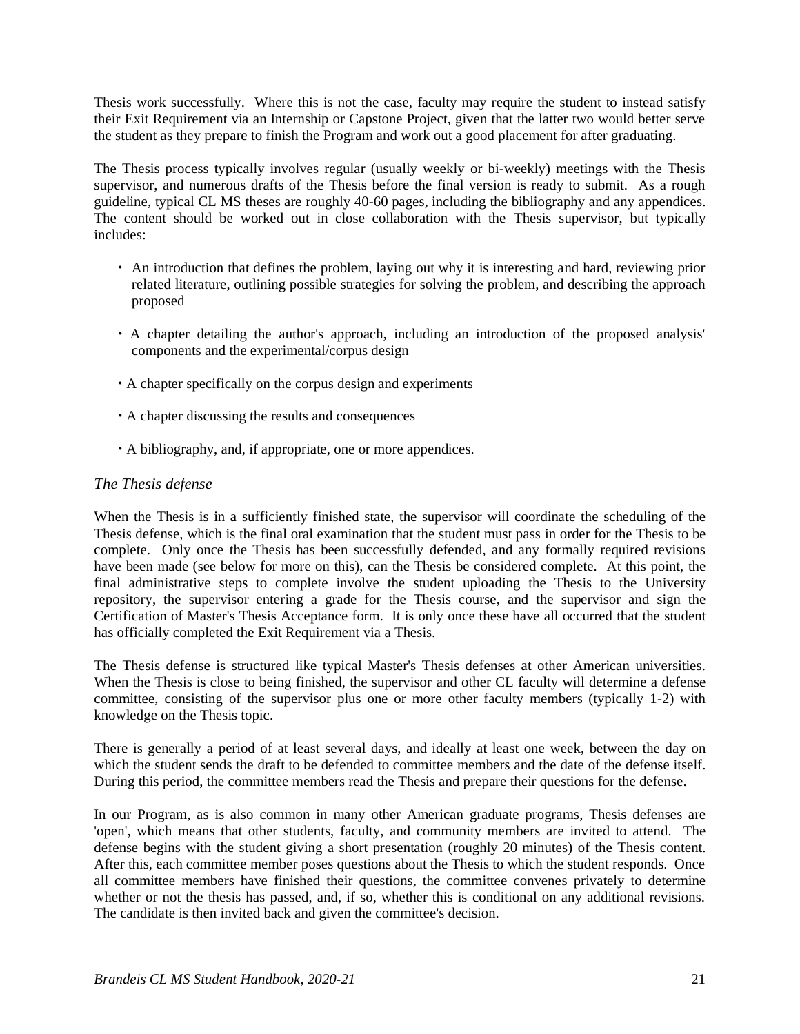Thesis work successfully. Where this is not the case, faculty may require the student to instead satisfy their Exit Requirement via an Internship or Capstone Project, given that the latter two would better serve the student as they prepare to finish the Program and work out a good placement for after graduating.

The Thesis process typically involves regular (usually weekly or bi-weekly) meetings with the Thesis supervisor, and numerous drafts of the Thesis before the final version is ready to submit. As a rough guideline, typical CL MS theses are roughly 40-60 pages, including the bibliography and any appendices. The content should be worked out in close collaboration with the Thesis supervisor, but typically includes:

- An introduction that defines the problem, laying out why it is interesting and hard, reviewing prior related literature, outlining possible strategies for solving the problem, and describing the approach proposed
- A chapter detailing the author's approach, including an introduction of the proposed analysis' components and the experimental/corpus design
- A chapter specifically on the corpus design and experiments
- A chapter discussing the results and consequences
- A bibliography, and, if appropriate, one or more appendices.

### *The Thesis defense*

When the Thesis is in a sufficiently finished state, the supervisor will coordinate the scheduling of the Thesis defense, which is the final oral examination that the student must pass in order for the Thesis to be complete. Only once the Thesis has been successfully defended, and any formally required revisions have been made (see below for more on this), can the Thesis be considered complete. At this point, the final administrative steps to complete involve the student uploading the Thesis to the University repository, the supervisor entering a grade for the Thesis course, and the supervisor and sign the Certification of Master's Thesis Acceptance form. It is only once these have all occurred that the student has officially completed the Exit Requirement via a Thesis.

The Thesis defense is structured like typical Master's Thesis defenses at other American universities. When the Thesis is close to being finished, the supervisor and other CL faculty will determine a defense committee, consisting of the supervisor plus one or more other faculty members (typically 1-2) with knowledge on the Thesis topic.

There is generally a period of at least several days, and ideally at least one week, between the day on which the student sends the draft to be defended to committee members and the date of the defense itself. During this period, the committee members read the Thesis and prepare their questions for the defense.

In our Program, as is also common in many other American graduate programs, Thesis defenses are 'open', which means that other students, faculty, and community members are invited to attend. The defense begins with the student giving a short presentation (roughly 20 minutes) of the Thesis content. After this, each committee member poses questions about the Thesis to which the student responds. Once all committee members have finished their questions, the committee convenes privately to determine whether or not the thesis has passed, and, if so, whether this is conditional on any additional revisions. The candidate is then invited back and given the committee's decision.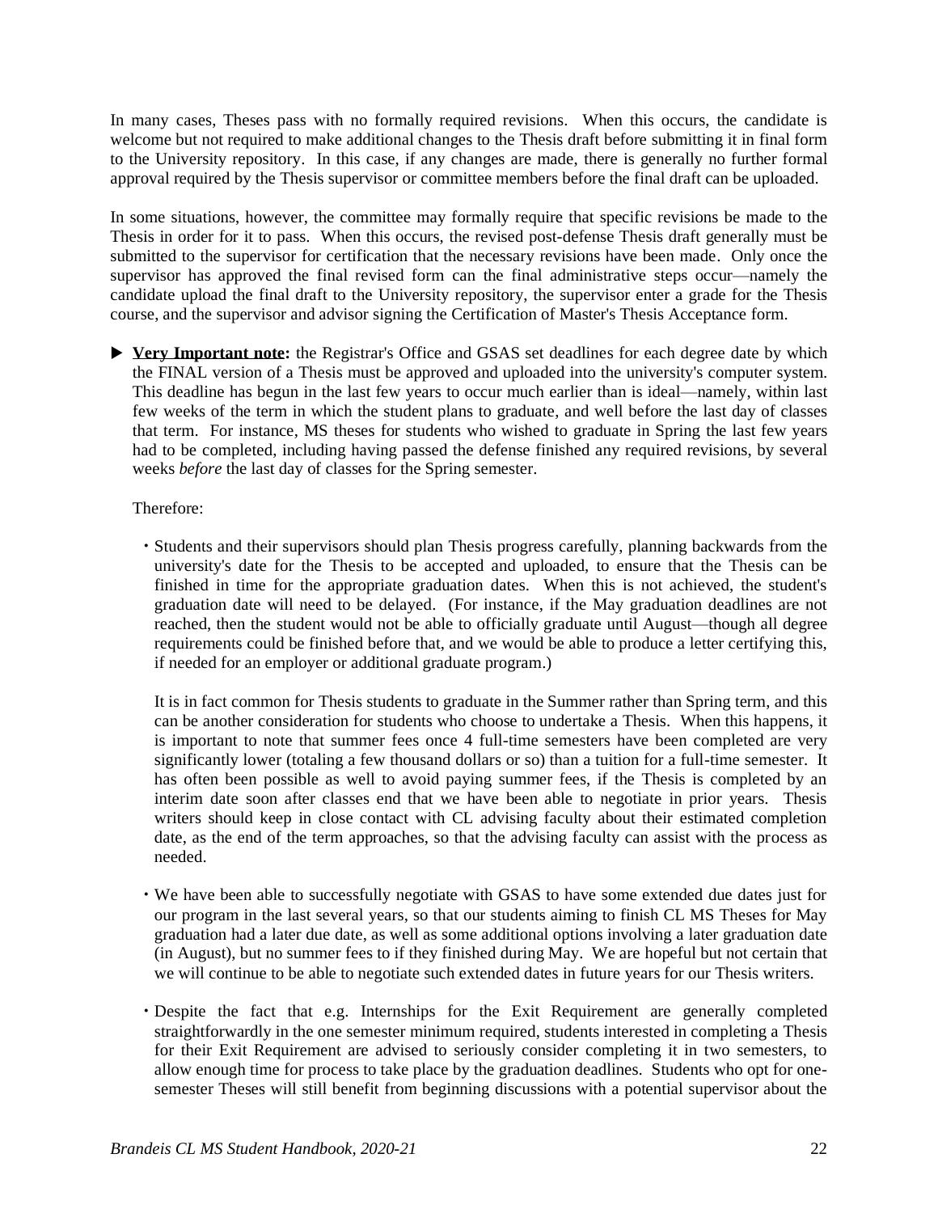In many cases, Theses pass with no formally required revisions. When this occurs, the candidate is welcome but not required to make additional changes to the Thesis draft before submitting it in final form to the University repository. In this case, if any changes are made, there is generally no further formal approval required by the Thesis supervisor or committee members before the final draft can be uploaded.

In some situations, however, the committee may formally require that specific revisions be made to the Thesis in order for it to pass. When this occurs, the revised post-defense Thesis draft generally must be submitted to the supervisor for certification that the necessary revisions have been made. Only once the supervisor has approved the final revised form can the final administrative steps occur—namely the candidate upload the final draft to the University repository, the supervisor enter a grade for the Thesis course, and the supervisor and advisor signing the Certification of Master's Thesis Acceptance form.

▶ **Very Important note:** the Registrar's Office and GSAS set deadlines for each degree date by which the FINAL version of a Thesis must be approved and uploaded into the university's computer system. This deadline has begun in the last few years to occur much earlier than is ideal—namely, within last few weeks of the term in which the student plans to graduate, and well before the last day of classes that term. For instance, MS theses for students who wished to graduate in Spring the last few years had to be completed, including having passed the defense finished any required revisions, by several weeks *before* the last day of classes for the Spring semester.

Therefore:

- Students and their supervisors should plan Thesis progress carefully, planning backwards from the university's date for the Thesis to be accepted and uploaded, to ensure that the Thesis can be finished in time for the appropriate graduation dates. When this is not achieved, the student's graduation date will need to be delayed. (For instance, if the May graduation deadlines are not reached, then the student would not be able to officially graduate until August—though all degree requirements could be finished before that, and we would be able to produce a letter certifying this, if needed for an employer or additional graduate program.)

  It is in fact common for Thesis students to graduate in the Summer rather than Spring term, and this can be another consideration for students who choose to undertake a Thesis. When this happens, it is important to note that summer fees once 4 full-time semesters have been completed are very significantly lower (totaling a few thousand dollars or so) than a tuition for a full-time semester. It has often been possible as well to avoid paying summer fees, if the Thesis is completed by an interim date soon after classes end that we have been able to negotiate in prior years. Thesis writers should keep in close contact with CL advising faculty about their estimated completion date, as the end of the term approaches, so that the advising faculty can assist with the process as needed.

- We have been able to successfully negotiate with GSAS to have some extended due dates just for our program in the last several years, so that our students aiming to finish CL MS Theses for May graduation had a later due date, as well as some additional options involving a later graduation date (in August), but no summer fees to if they finished during May. We are hopeful but not certain that we will continue to be able to negotiate such extended dates in future years for our Thesis writers.

- Despite the fact that e.g. Internships for the Exit Requirement are generally completed straightforwardly in the one semester minimum required, students interested in completing a Thesis for their Exit Requirement are advised to seriously consider completing it in two semesters, to allow enough time for process to take place by the graduation deadlines. Students who opt for one-semester Theses will still benefit from beginning discussions with a potential supervisor about the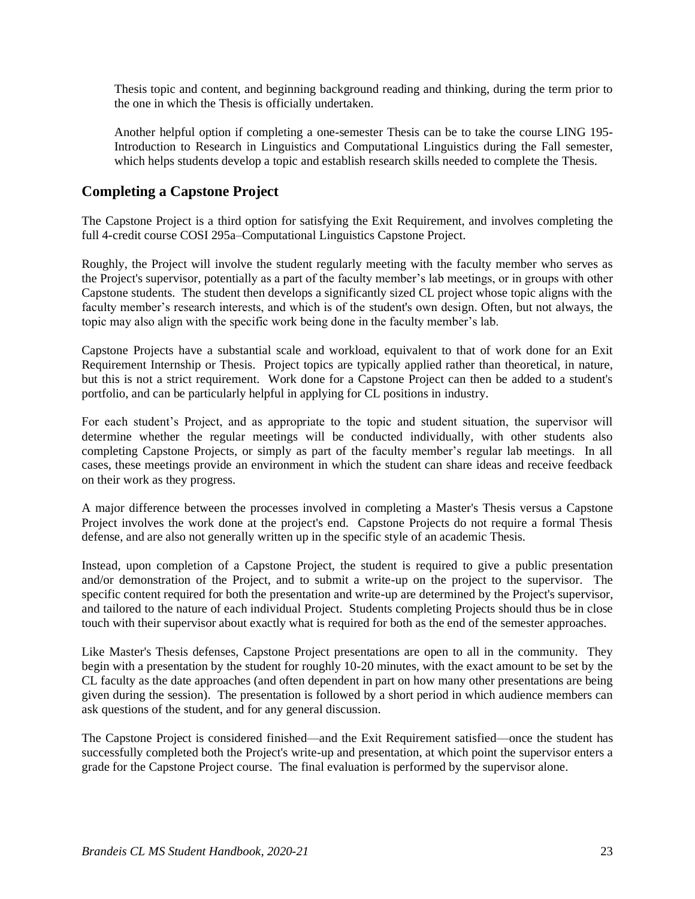Thesis topic and content, and beginning background reading and thinking, during the term prior to the one in which the Thesis is officially undertaken.

Another helpful option if completing a one-semester Thesis can be to take the course LING 195-Introduction to Research in Linguistics and Computational Linguistics during the Fall semester, which helps students develop a topic and establish research skills needed to complete the Thesis.

## Completing a Capstone Project

The Capstone Project is a third option for satisfying the Exit Requirement, and involves completing the full 4-credit course COSI 295a–Computational Linguistics Capstone Project.

Roughly, the Project will involve the student regularly meeting with the faculty member who serves as the Project's supervisor, potentially as a part of the faculty member's lab meetings, or in groups with other Capstone students. The student then develops a significantly sized CL project whose topic aligns with the faculty member's research interests, and which is of the student's own design. Often, but not always, the topic may also align with the specific work being done in the faculty member's lab.

Capstone Projects have a substantial scale and workload, equivalent to that of work done for an Exit Requirement Internship or Thesis. Project topics are typically applied rather than theoretical, in nature, but this is not a strict requirement. Work done for a Capstone Project can then be added to a student's portfolio, and can be particularly helpful in applying for CL positions in industry.

For each student's Project, and as appropriate to the topic and student situation, the supervisor will determine whether the regular meetings will be conducted individually, with other students also completing Capstone Projects, or simply as part of the faculty member's regular lab meetings. In all cases, these meetings provide an environment in which the student can share ideas and receive feedback on their work as they progress.

A major difference between the processes involved in completing a Master's Thesis versus a Capstone Project involves the work done at the project's end. Capstone Projects do not require a formal Thesis defense, and are also not generally written up in the specific style of an academic Thesis.

Instead, upon completion of a Capstone Project, the student is required to give a public presentation and/or demonstration of the Project, and to submit a write-up on the project to the supervisor. The specific content required for both the presentation and write-up are determined by the Project's supervisor, and tailored to the nature of each individual Project. Students completing Projects should thus be in close touch with their supervisor about exactly what is required for both as the end of the semester approaches.

Like Master's Thesis defenses, Capstone Project presentations are open to all in the community. They begin with a presentation by the student for roughly 10-20 minutes, with the exact amount to be set by the CL faculty as the date approaches (and often dependent in part on how many other presentations are being given during the session). The presentation is followed by a short period in which audience members can ask questions of the student, and for any general discussion.

The Capstone Project is considered finished—and the Exit Requirement satisfied—once the student has successfully completed both the Project's write-up and presentation, at which point the supervisor enters a grade for the Capstone Project course. The final evaluation is performed by the supervisor alone.